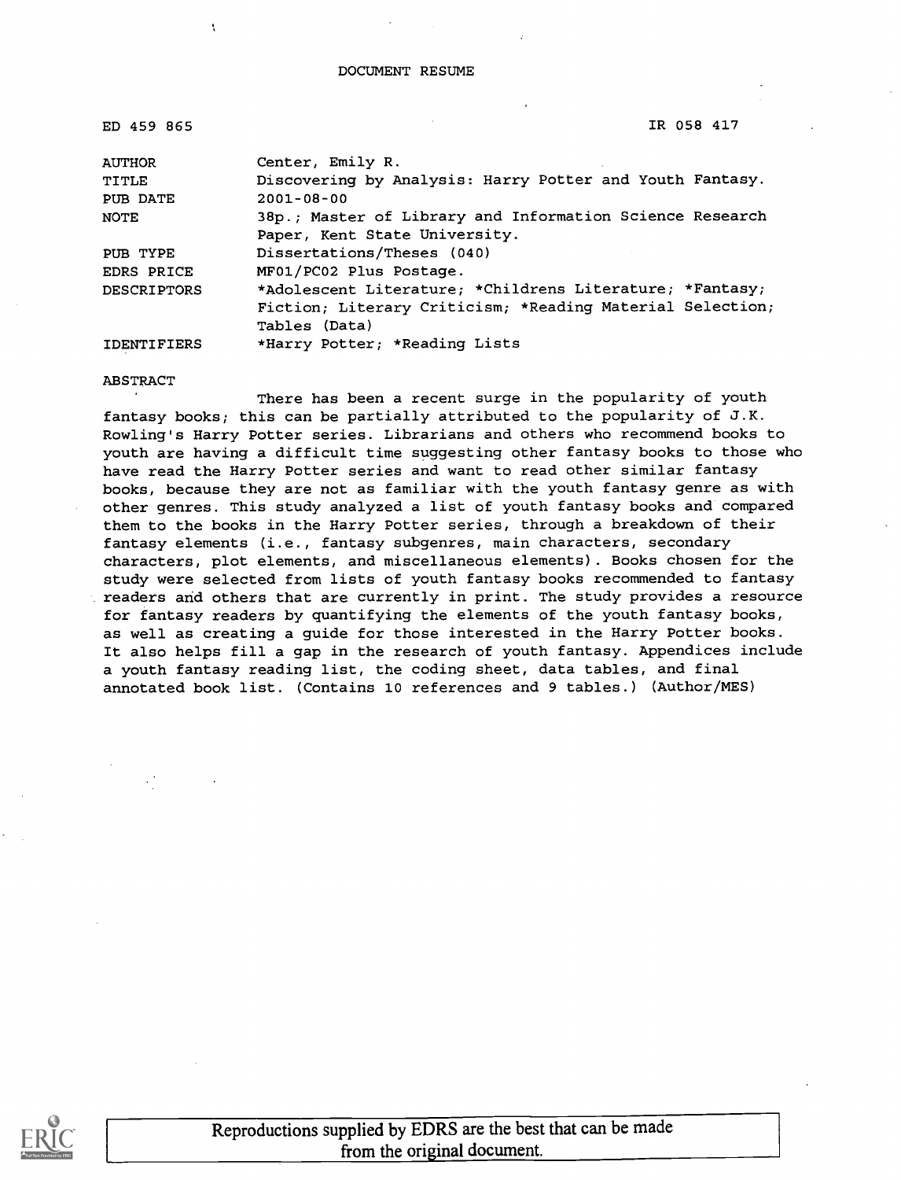# DOCUMENT RESUME

ED 459 865 IR 058 417

| | |
|---|---|
| AUTHOR | Center, Emily R. |
| TITLE | Discovering by Analysis: Harry Potter and Youth Fantasy. |
| PUB DATE | 2001-08-00 |
| NOTE | 38p.; Master of Library and Information Science Research Paper, Kent State University. |
| PUB TYPE | Dissertations/Theses (040) |
| EDRS PRICE | MF01/PC02 Plus Postage. |
| DESCRIPTORS | *Adolescent Literature; *Childrens Literature; *Fantasy; Fiction; Literary Criticism; *Reading Material Selection; Tables (Data) |
| IDENTIFIERS | *Harry Potter; *Reading Lists |

ABSTRACT

There has been a recent surge in the popularity of youth fantasy books; this can be partially attributed to the popularity of J.K. Rowling's Harry Potter series. Librarians and others who recommend books to youth are having a difficult time suggesting other fantasy books to those who have read the Harry Potter series and want to read other similar fantasy books, because they are not as familiar with the youth fantasy genre as with other genres. This study analyzed a list of youth fantasy books and compared them to the books in the Harry Potter series, through a breakdown of their fantasy elements (i.e., fantasy subgenres, main characters, secondary characters, plot elements, and miscellaneous elements). Books chosen for the study were selected from lists of youth fantasy books recommended to fantasy readers and others that are currently in print. The study provides a resource for fantasy readers by quantifying the elements of the youth fantasy books, as well as creating a guide for those interested in the Harry Potter books. It also helps fill a gap in the research of youth fantasy. Appendices include a youth fantasy reading list, the coding sheet, data tables, and final annotated book list. (Contains 10 references and 9 tables.) (Author/MES)

Reproductions supplied by EDRS are the best that can be made from the original document.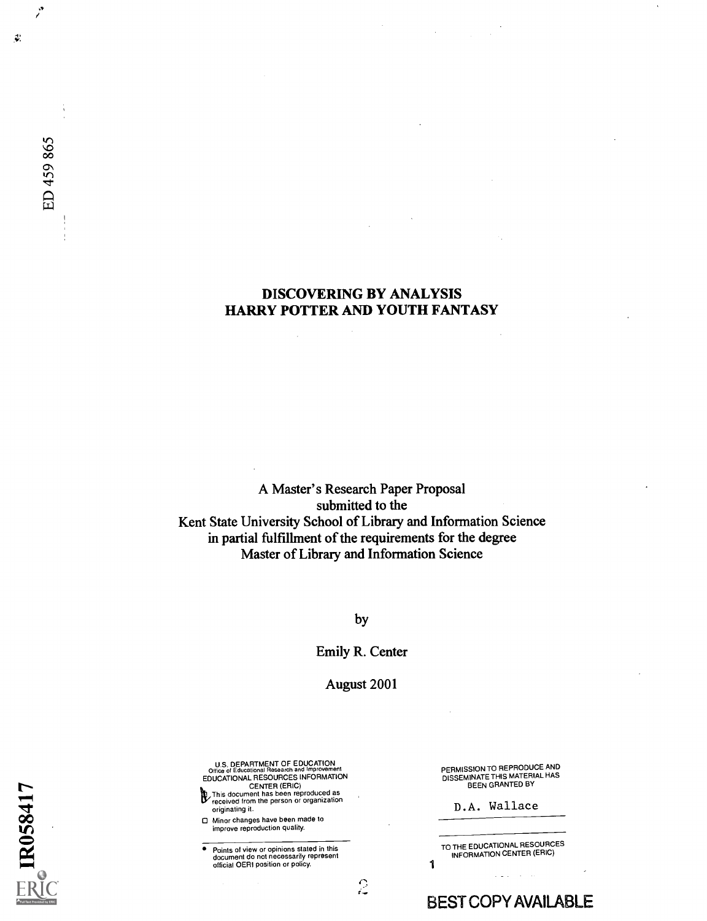ED 459 865

# DISCOVERING BY ANALYSIS HARRY POTTER AND YOUTH FANTASY

A Master's Research Paper Proposal
submitted to the
Kent State University School of Library and Information Science
in partial fulfillment of the requirements for the degree
Master of Library and Information Science

by

Emily R. Center

August 2001

U.S. DEPARTMENT OF EDUCATION
Office of Educational Research and Improvement
EDUCATIONAL RESOURCES INFORMATION
CENTER (ERIC)

This document has been reproduced as received from the person or organization originating it.

Minor changes have been made to improve reproduction quality.

Points of view or opinions stated in this document do not necessarily represent official OERI position or policy.

PERMISSION TO REPRODUCE AND DISSEMINATE THIS MATERIAL HAS BEEN GRANTED BY

D.A. Wallace

TO THE EDUCATIONAL RESOURCES INFORMATION CENTER (ERIC)

IR058417

BEST COPY AVAILABLE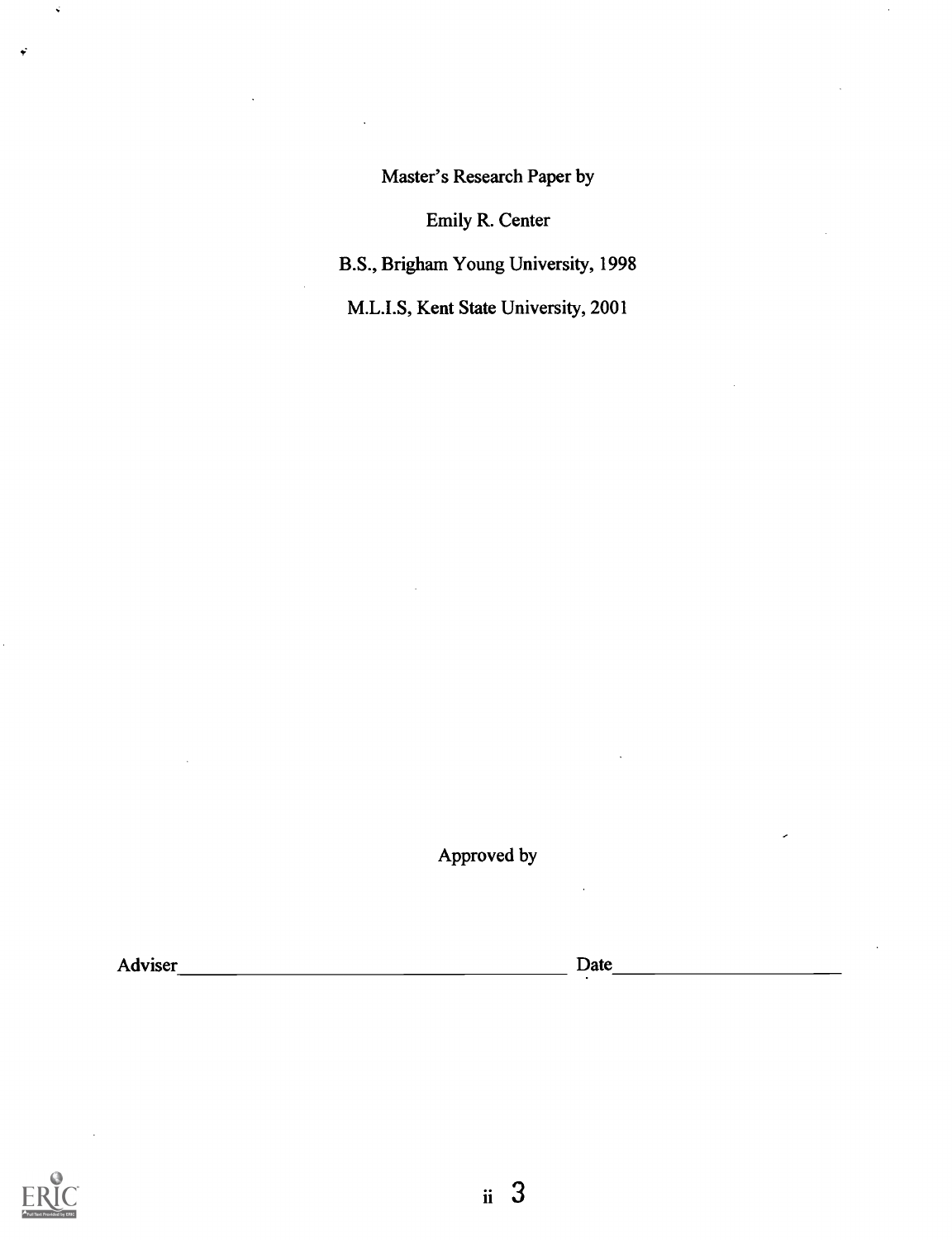Master's Research Paper by

Emily R. Center

B.S., Brigham Young University, 1998

M.L.I.S, Kent State University, 2001

Approved by

Adviser\_\_\_\_\_\_\_\_\_\_\_\_\_\_\_\_\_\_\_\_\_\_\_\_\_\_\_\_\_\_\_\_\_\_\_\_ Date\_\_\_\_\_\_\_\_\_\_\_\_\_\_\_\_\_\_\_\_\_\_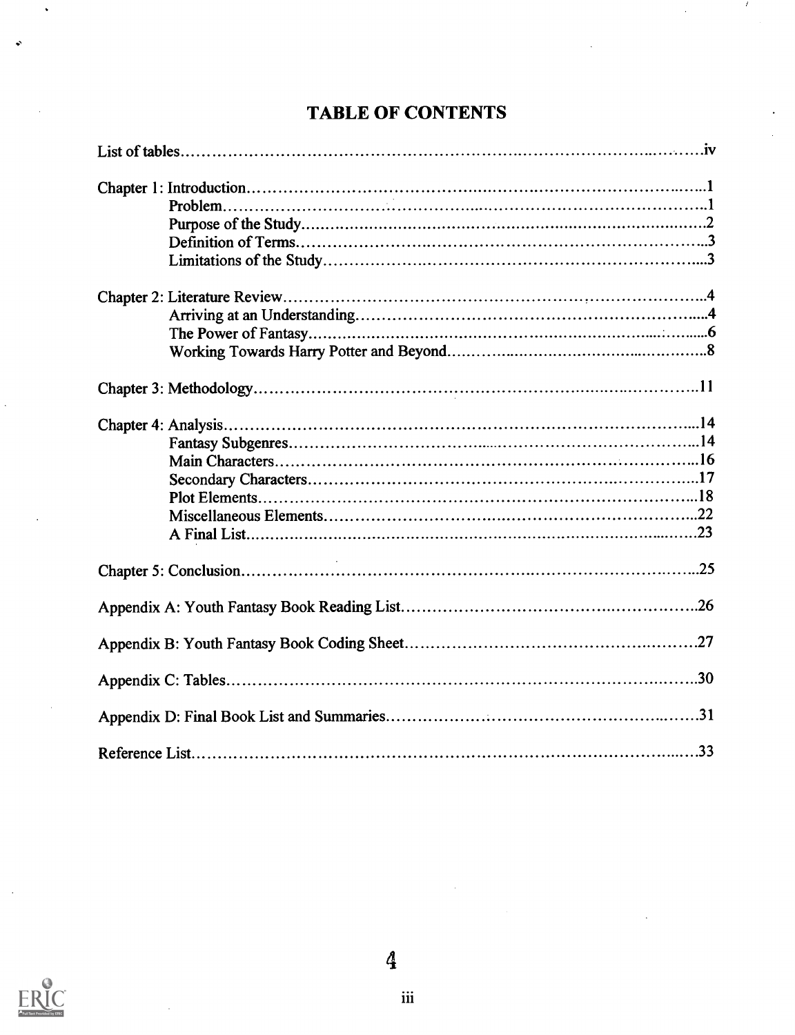# TABLE OF CONTENTS

List of tables......iv

Chapter 1: Introduction......1
- Problem......1
- Purpose of the Study......2
- Definition of Terms......3
- Limitations of the Study......3

Chapter 2: Literature Review......4
- Arriving at an Understanding......4
- The Power of Fantasy......6
- Working Towards Harry Potter and Beyond......8

Chapter 3: Methodology......11

Chapter 4: Analysis......14
- Fantasy Subgenres......14
- Main Characters......16
- Secondary Characters......17
- Plot Elements......18
- Miscellaneous Elements......22
- A Final List......23

Chapter 5: Conclusion......25

Appendix A: Youth Fantasy Book Reading List......26

Appendix B: Youth Fantasy Book Coding Sheet......27

Appendix C: Tables......30

Appendix D: Final Book List and Summaries......31

Reference List......33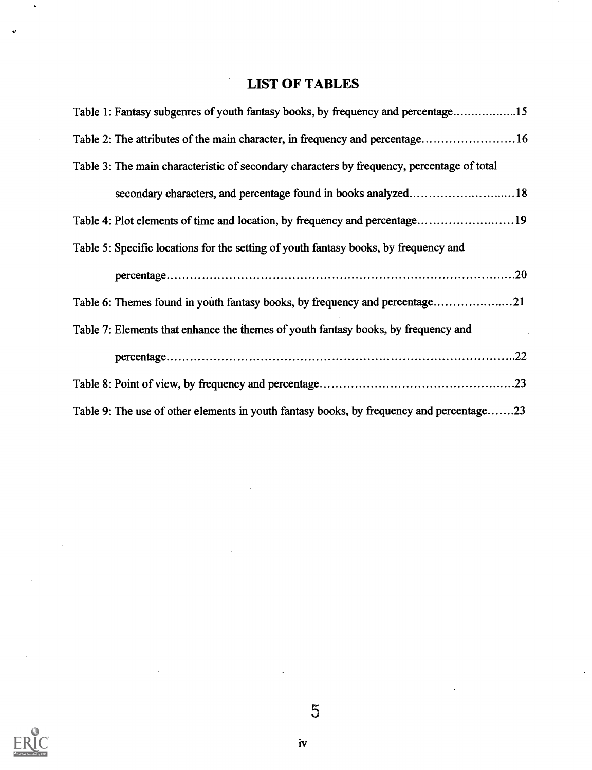# LIST OF TABLES

Table 1: Fantasy subgenres of youth fantasy books, by frequency and percentage..................15

Table 2: The attributes of the main character, in frequency and percentage........................16

Table 3: The main characteristic of secondary characters by frequency, percentage of total secondary characters, and percentage found in books analyzed............................18

Table 4: Plot elements of time and location, by frequency and percentage..........................19

Table 5: Specific locations for the setting of youth fantasy books, by frequency and percentage.................................................................................................20

Table 6: Themes found in youth fantasy books, by frequency and percentage......................21

Table 7: Elements that enhance the themes of youth fantasy books, by frequency and percentage.................................................................................................22

Table 8: Point of view, by frequency and percentage.................................................23

Table 9: The use of other elements in youth fantasy books, by frequency and percentage.......23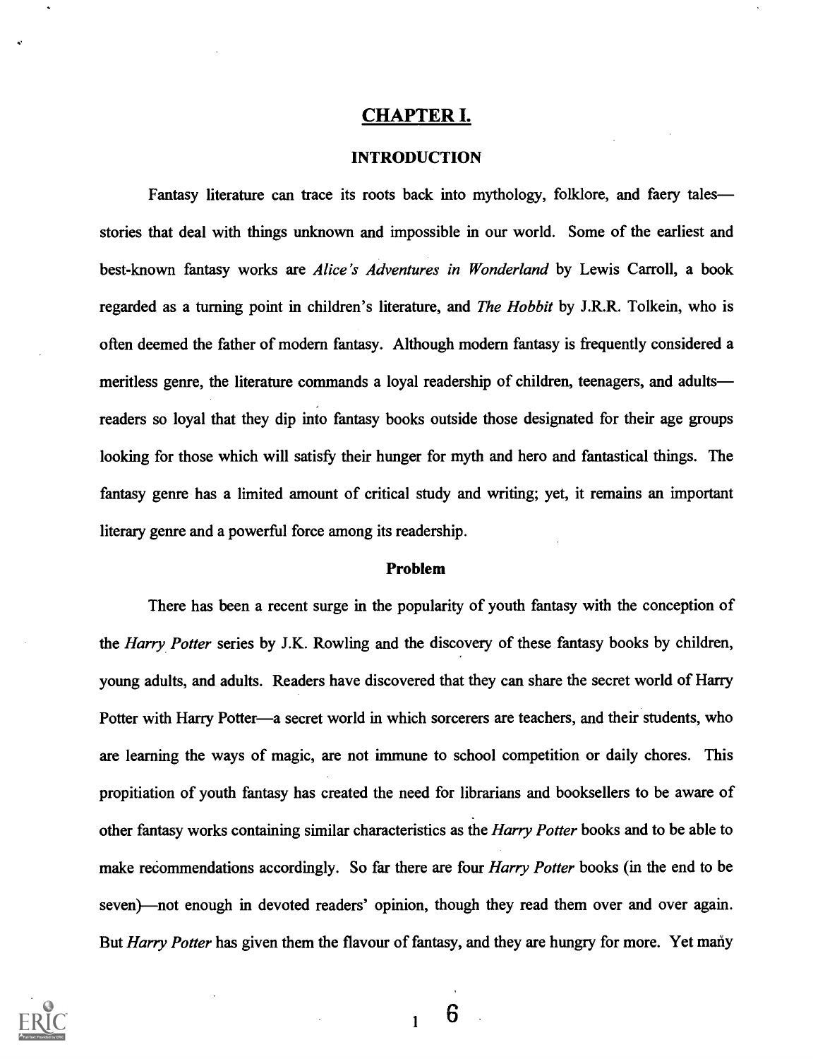# CHAPTER I.

## INTRODUCTION

Fantasy literature can trace its roots back into mythology, folklore, and faery tales—stories that deal with things unknown and impossible in our world. Some of the earliest and best-known fantasy works are *Alice's Adventures in Wonderland* by Lewis Carroll, a book regarded as a turning point in children's literature, and *The Hobbit* by J.R.R. Tolkein, who is often deemed the father of modern fantasy. Although modern fantasy is frequently considered a meritless genre, the literature commands a loyal readership of children, teenagers, and adults—readers so loyal that they dip into fantasy books outside those designated for their age groups looking for those which will satisfy their hunger for myth and hero and fantastical things. The fantasy genre has a limited amount of critical study and writing; yet, it remains an important literary genre and a powerful force among its readership.

### Problem

There has been a recent surge in the popularity of youth fantasy with the conception of the *Harry Potter* series by J.K. Rowling and the discovery of these fantasy books by children, young adults, and adults. Readers have discovered that they can share the secret world of Harry Potter with Harry Potter—a secret world in which sorcerers are teachers, and their students, who are learning the ways of magic, are not immune to school competition or daily chores. This propitiation of youth fantasy has created the need for librarians and booksellers to be aware of other fantasy works containing similar characteristics as the *Harry Potter* books and to be able to make recommendations accordingly. So far there are four *Harry Potter* books (in the end to be seven)—not enough in devoted readers' opinion, though they read them over and over again. But *Harry Potter* has given them the flavour of fantasy, and they are hungry for more. Yet many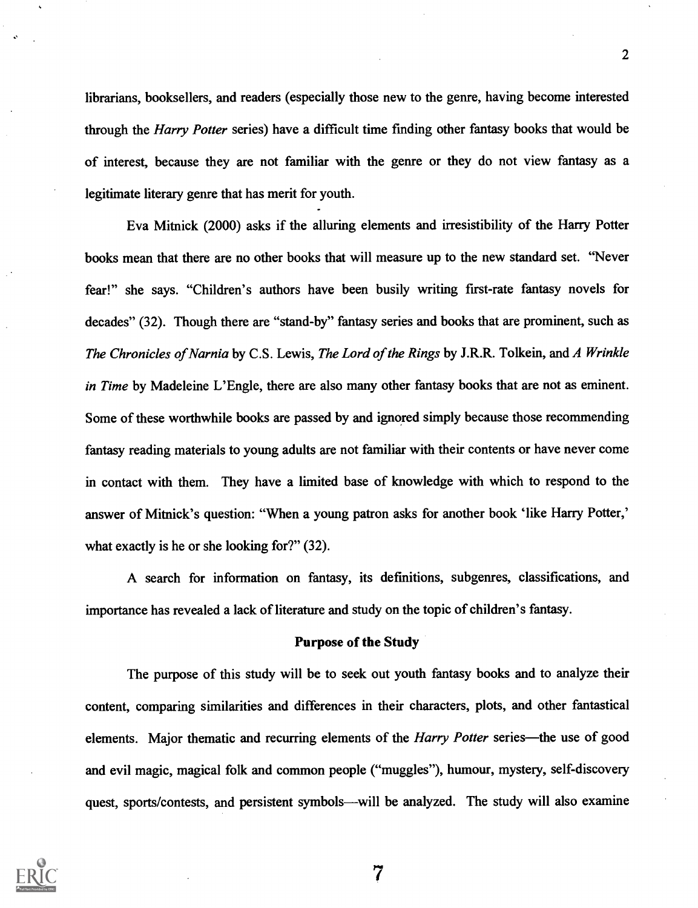librarians, booksellers, and readers (especially those new to the genre, having become interested through the *Harry Potter* series) have a difficult time finding other fantasy books that would be of interest, because they are not familiar with the genre or they do not view fantasy as a legitimate literary genre that has merit for youth.

Eva Mitnick (2000) asks if the alluring elements and irresistibility of the Harry Potter books mean that there are no other books that will measure up to the new standard set. "Never fear!" she says. "Children's authors have been busily writing first-rate fantasy novels for decades" (32). Though there are "stand-by" fantasy series and books that are prominent, such as *The Chronicles of Narnia* by C.S. Lewis, *The Lord of the Rings* by J.R.R. Tolkein, and *A Wrinkle in Time* by Madeleine L'Engle, there are also many other fantasy books that are not as eminent. Some of these worthwhile books are passed by and ignored simply because those recommending fantasy reading materials to young adults are not familiar with their contents or have never come in contact with them. They have a limited base of knowledge with which to respond to the answer of Mitnick's question: "When a young patron asks for another book 'like Harry Potter,' what exactly is he or she looking for?" (32).

A search for information on fantasy, its definitions, subgenres, classifications, and importance has revealed a lack of literature and study on the topic of children's fantasy.

## Purpose of the Study

The purpose of this study will be to seek out youth fantasy books and to analyze their content, comparing similarities and differences in their characters, plots, and other fantastical elements. Major thematic and recurring elements of the *Harry Potter* series—the use of good and evil magic, magical folk and common people ("muggles"), humour, mystery, self-discovery quest, sports/contests, and persistent symbols—will be analyzed. The study will also examine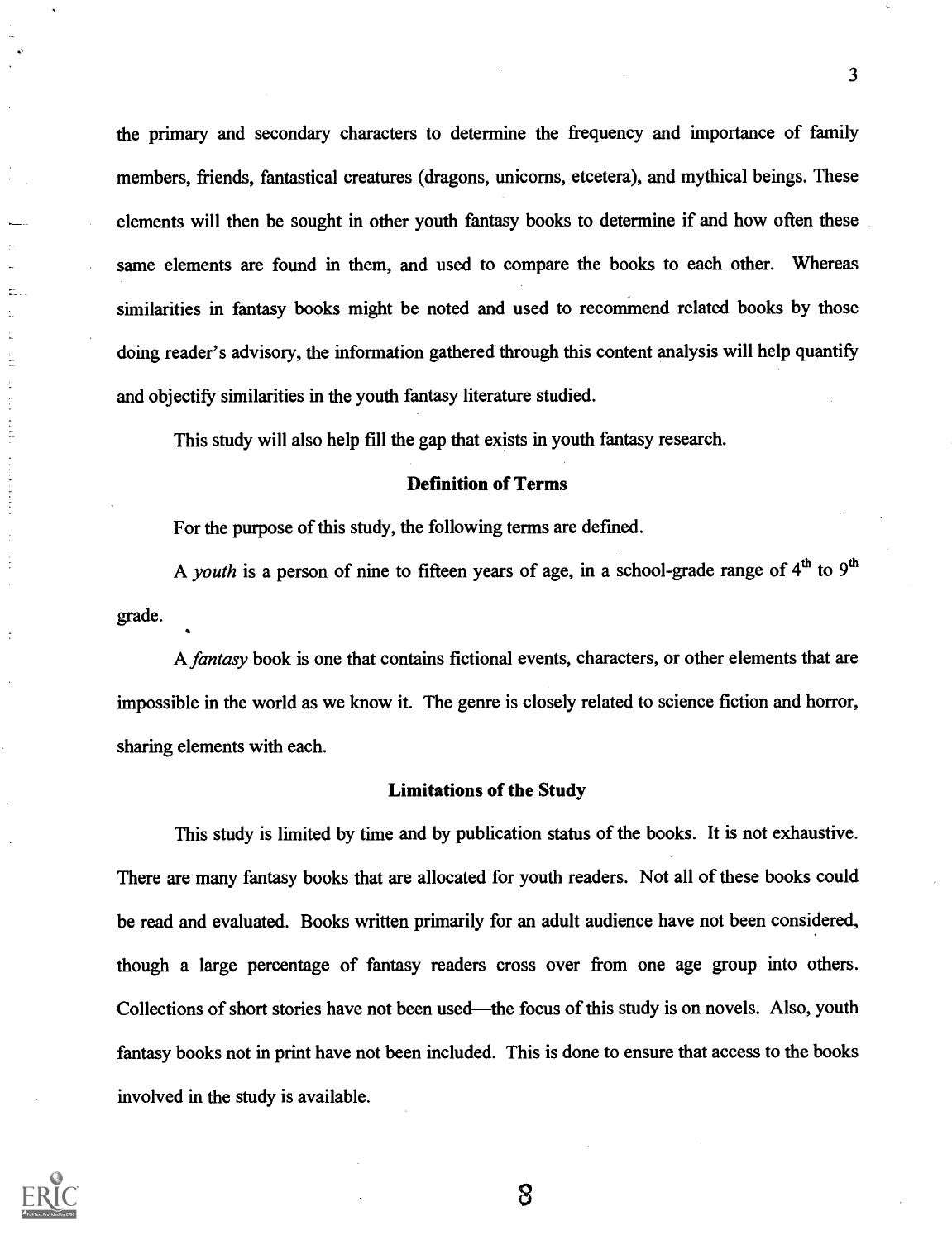the primary and secondary characters to determine the frequency and importance of family members, friends, fantastical creatures (dragons, unicorns, etcetera), and mythical beings. These elements will then be sought in other youth fantasy books to determine if and how often these same elements are found in them, and used to compare the books to each other. Whereas similarities in fantasy books might be noted and used to recommend related books by those doing reader's advisory, the information gathered through this content analysis will help quantify and objectify similarities in the youth fantasy literature studied.

This study will also help fill the gap that exists in youth fantasy research.

## Definition of Terms

For the purpose of this study, the following terms are defined.

A *youth* is a person of nine to fifteen years of age, in a school-grade range of 4th to 9th grade.

A *fantasy* book is one that contains fictional events, characters, or other elements that are impossible in the world as we know it. The genre is closely related to science fiction and horror, sharing elements with each.

## Limitations of the Study

This study is limited by time and by publication status of the books. It is not exhaustive. There are many fantasy books that are allocated for youth readers. Not all of these books could be read and evaluated. Books written primarily for an adult audience have not been considered, though a large percentage of fantasy readers cross over from one age group into others. Collections of short stories have not been used—the focus of this study is on novels. Also, youth fantasy books not in print have not been included. This is done to ensure that access to the books involved in the study is available.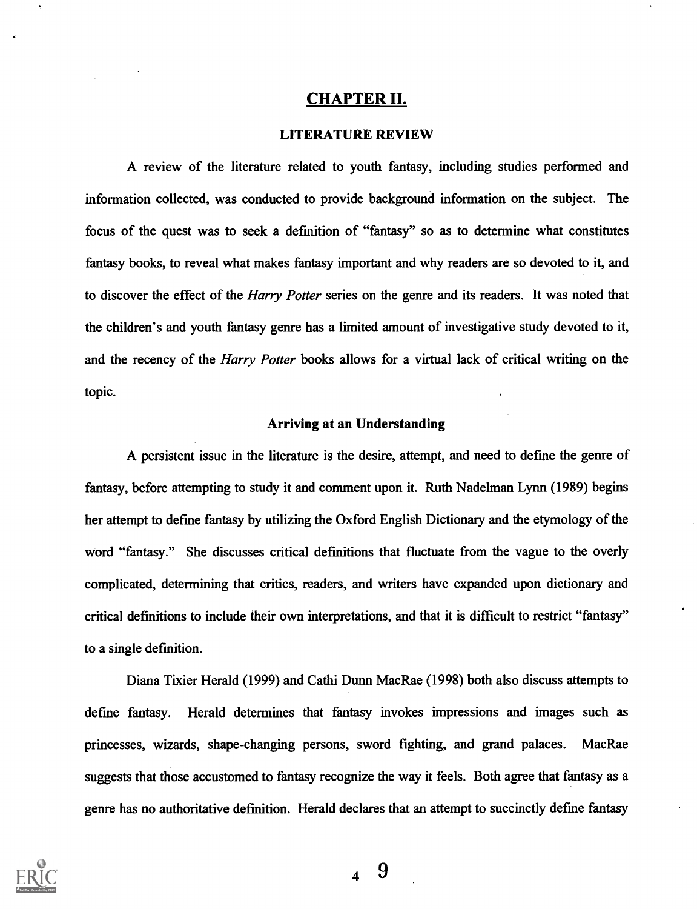# CHAPTER II.

## LITERATURE REVIEW

A review of the literature related to youth fantasy, including studies performed and information collected, was conducted to provide background information on the subject. The focus of the quest was to seek a definition of "fantasy" so as to determine what constitutes fantasy books, to reveal what makes fantasy important and why readers are so devoted to it, and to discover the effect of the *Harry Potter* series on the genre and its readers. It was noted that the children's and youth fantasy genre has a limited amount of investigative study devoted to it, and the recency of the *Harry Potter* books allows for a virtual lack of critical writing on the topic.

### Arriving at an Understanding

A persistent issue in the literature is the desire, attempt, and need to define the genre of fantasy, before attempting to study it and comment upon it. Ruth Nadelman Lynn (1989) begins her attempt to define fantasy by utilizing the Oxford English Dictionary and the etymology of the word "fantasy." She discusses critical definitions that fluctuate from the vague to the overly complicated, determining that critics, readers, and writers have expanded upon dictionary and critical definitions to include their own interpretations, and that it is difficult to restrict "fantasy" to a single definition.

Diana Tixier Herald (1999) and Cathi Dunn MacRae (1998) both also discuss attempts to define fantasy. Herald determines that fantasy invokes impressions and images such as princesses, wizards, shape-changing persons, sword fighting, and grand palaces. MacRae suggests that those accustomed to fantasy recognize the way it feels. Both agree that fantasy as a genre has no authoritative definition. Herald declares that an attempt to succinctly define fantasy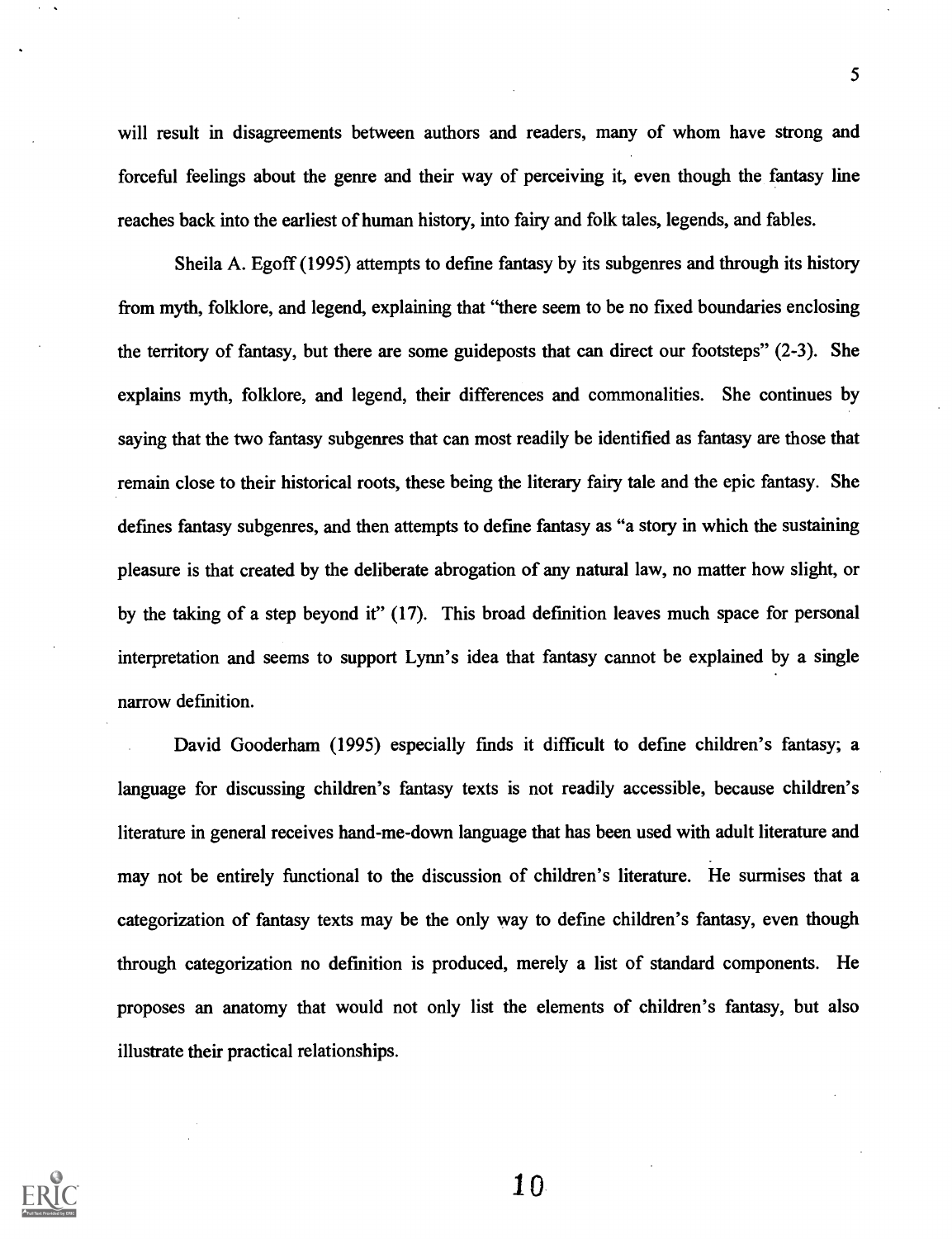will result in disagreements between authors and readers, many of whom have strong and forceful feelings about the genre and their way of perceiving it, even though the fantasy line reaches back into the earliest of human history, into fairy and folk tales, legends, and fables.

Sheila A. Egoff (1995) attempts to define fantasy by its subgenres and through its history from myth, folklore, and legend, explaining that "there seem to be no fixed boundaries enclosing the territory of fantasy, but there are some guideposts that can direct our footsteps" (2-3). She explains myth, folklore, and legend, their differences and commonalities. She continues by saying that the two fantasy subgenres that can most readily be identified as fantasy are those that remain close to their historical roots, these being the literary fairy tale and the epic fantasy. She defines fantasy subgenres, and then attempts to define fantasy as "a story in which the sustaining pleasure is that created by the deliberate abrogation of any natural law, no matter how slight, or by the taking of a step beyond it" (17). This broad definition leaves much space for personal interpretation and seems to support Lynn's idea that fantasy cannot be explained by a single narrow definition.

David Gooderham (1995) especially finds it difficult to define children's fantasy; a language for discussing children's fantasy texts is not readily accessible, because children's literature in general receives hand-me-down language that has been used with adult literature and may not be entirely functional to the discussion of children's literature. He surmises that a categorization of fantasy texts may be the only way to define children's fantasy, even though through categorization no definition is produced, merely a list of standard components. He proposes an anatomy that would not only list the elements of children's fantasy, but also illustrate their practical relationships.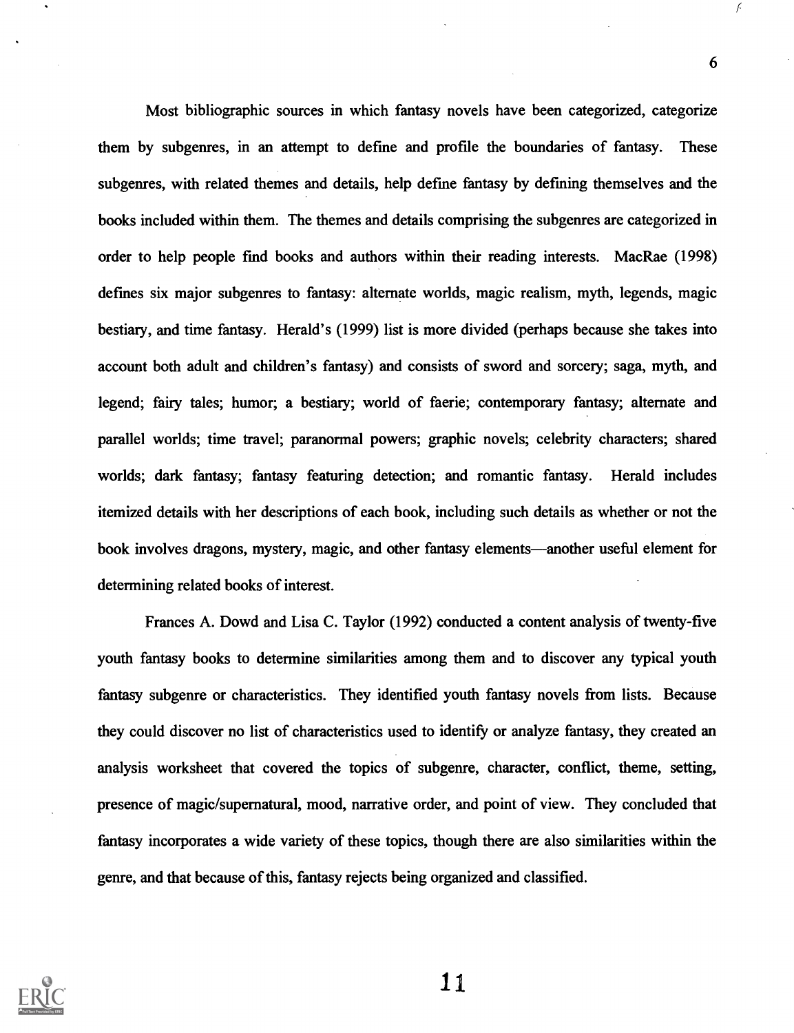Most bibliographic sources in which fantasy novels have been categorized, categorize them by subgenres, in an attempt to define and profile the boundaries of fantasy. These subgenres, with related themes and details, help define fantasy by defining themselves and the books included within them. The themes and details comprising the subgenres are categorized in order to help people find books and authors within their reading interests. MacRae (1998) defines six major subgenres to fantasy: alternate worlds, magic realism, myth, legends, magic bestiary, and time fantasy. Herald's (1999) list is more divided (perhaps because she takes into account both adult and children's fantasy) and consists of sword and sorcery; saga, myth, and legend; fairy tales; humor; a bestiary; world of faerie; contemporary fantasy; alternate and parallel worlds; time travel; paranormal powers; graphic novels; celebrity characters; shared worlds; dark fantasy; fantasy featuring detection; and romantic fantasy. Herald includes itemized details with her descriptions of each book, including such details as whether or not the book involves dragons, mystery, magic, and other fantasy elements—another useful element for determining related books of interest.

Frances A. Dowd and Lisa C. Taylor (1992) conducted a content analysis of twenty-five youth fantasy books to determine similarities among them and to discover any typical youth fantasy subgenre or characteristics. They identified youth fantasy novels from lists. Because they could discover no list of characteristics used to identify or analyze fantasy, they created an analysis worksheet that covered the topics of subgenre, character, conflict, theme, setting, presence of magic/supernatural, mood, narrative order, and point of view. They concluded that fantasy incorporates a wide variety of these topics, though there are also similarities within the genre, and that because of this, fantasy rejects being organized and classified.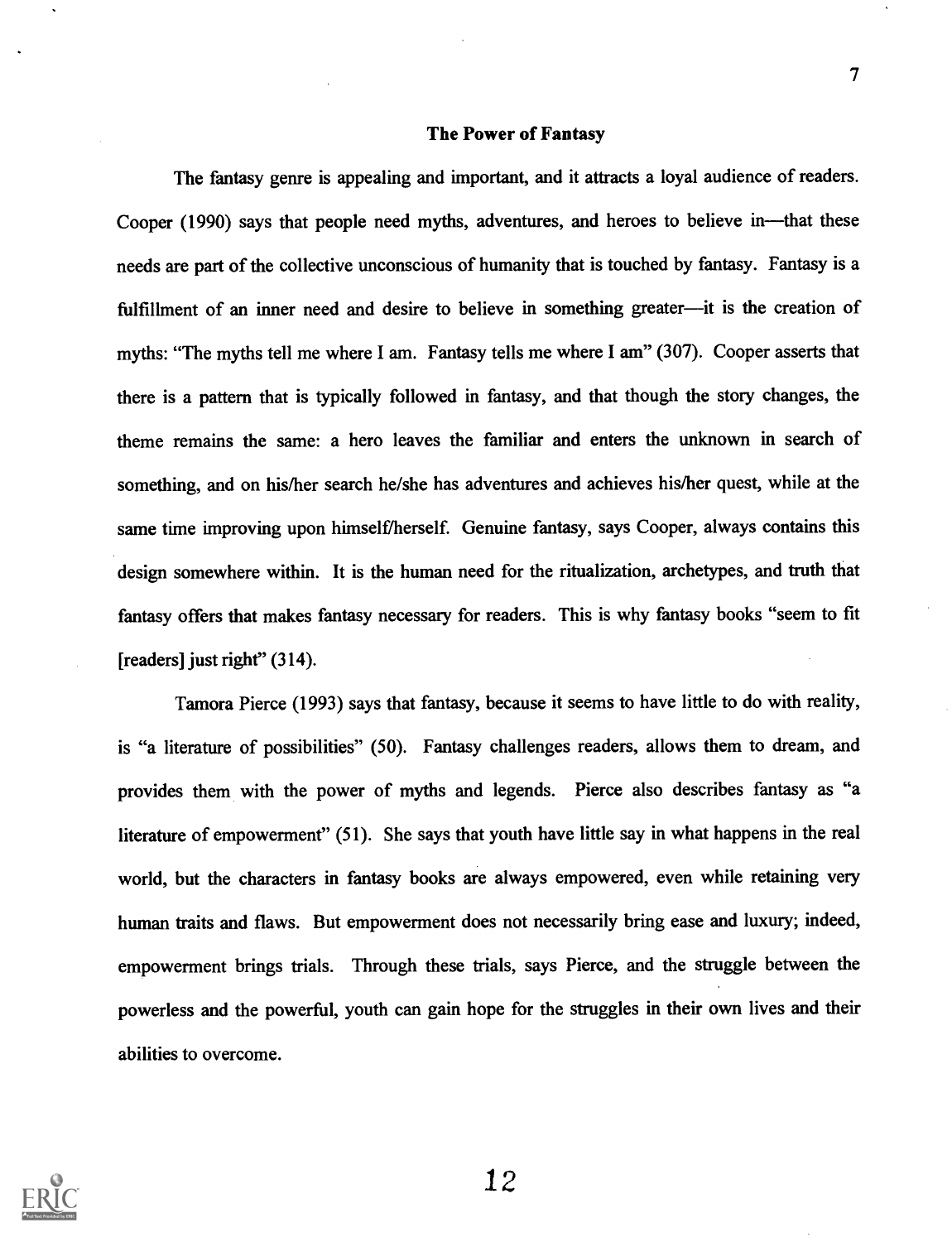## The Power of Fantasy

The fantasy genre is appealing and important, and it attracts a loyal audience of readers. Cooper (1990) says that people need myths, adventures, and heroes to believe in—that these needs are part of the collective unconscious of humanity that is touched by fantasy. Fantasy is a fulfillment of an inner need and desire to believe in something greater—it is the creation of myths: "The myths tell me where I am. Fantasy tells me where I am" (307). Cooper asserts that there is a pattern that is typically followed in fantasy, and that though the story changes, the theme remains the same: a hero leaves the familiar and enters the unknown in search of something, and on his/her search he/she has adventures and achieves his/her quest, while at the same time improving upon himself/herself. Genuine fantasy, says Cooper, always contains this design somewhere within. It is the human need for the ritualization, archetypes, and truth that fantasy offers that makes fantasy necessary for readers. This is why fantasy books "seem to fit [readers] just right" (314).

Tamora Pierce (1993) says that fantasy, because it seems to have little to do with reality, is "a literature of possibilities" (50). Fantasy challenges readers, allows them to dream, and provides them with the power of myths and legends. Pierce also describes fantasy as "a literature of empowerment" (51). She says that youth have little say in what happens in the real world, but the characters in fantasy books are always empowered, even while retaining very human traits and flaws. But empowerment does not necessarily bring ease and luxury; indeed, empowerment brings trials. Through these trials, says Pierce, and the struggle between the powerless and the powerful, youth can gain hope for the struggles in their own lives and their abilities to overcome.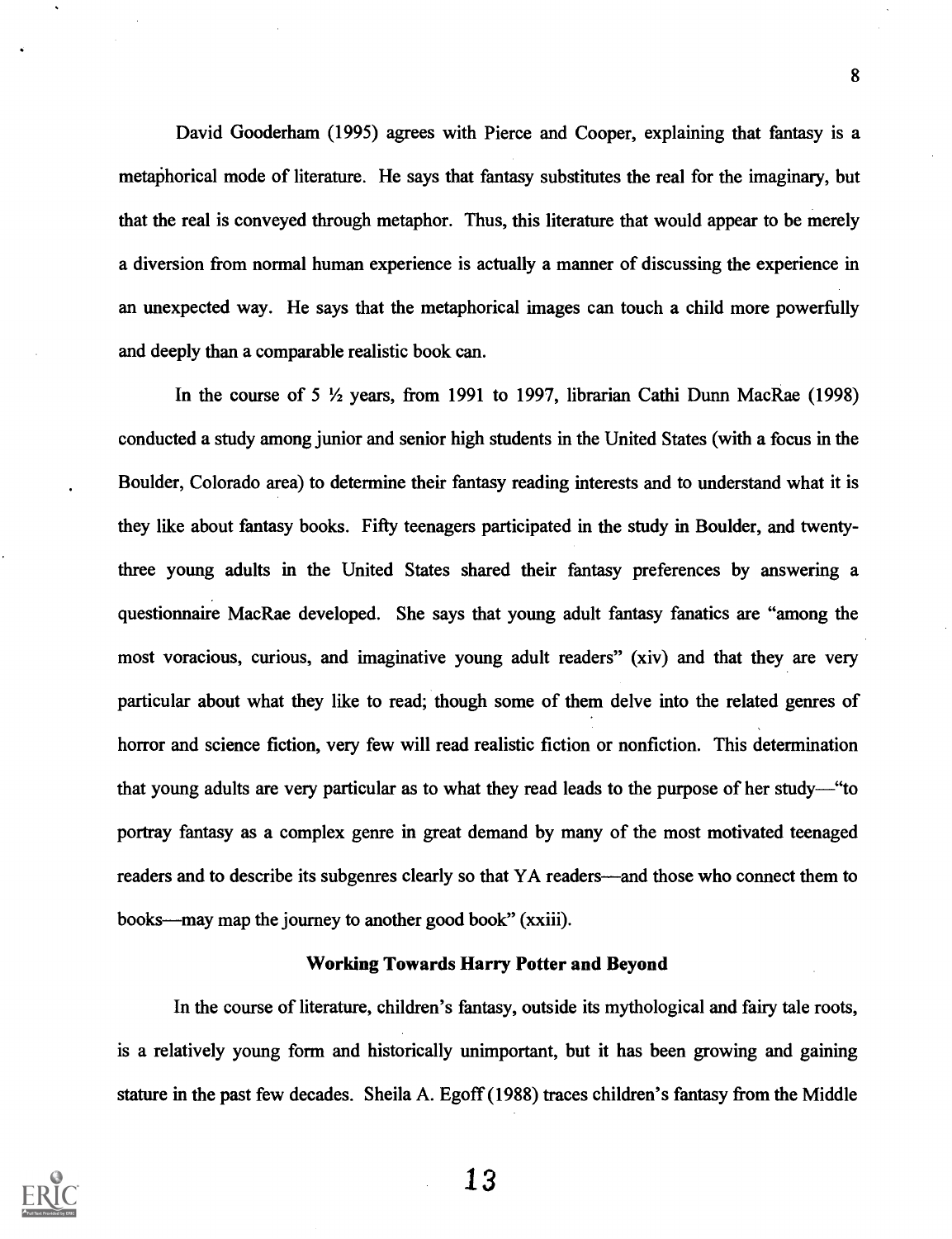David Gooderham (1995) agrees with Pierce and Cooper, explaining that fantasy is a metaphorical mode of literature. He says that fantasy substitutes the real for the imaginary, but that the real is conveyed through metaphor. Thus, this literature that would appear to be merely a diversion from normal human experience is actually a manner of discussing the experience in an unexpected way. He says that the metaphorical images can touch a child more powerfully and deeply than a comparable realistic book can.

In the course of 5 ½ years, from 1991 to 1997, librarian Cathi Dunn MacRae (1998) conducted a study among junior and senior high students in the United States (with a focus in the Boulder, Colorado area) to determine their fantasy reading interests and to understand what it is they like about fantasy books. Fifty teenagers participated in the study in Boulder, and twenty-three young adults in the United States shared their fantasy preferences by answering a questionnaire MacRae developed. She says that young adult fantasy fanatics are "among the most voracious, curious, and imaginative young adult readers" (xiv) and that they are very particular about what they like to read; though some of them delve into the related genres of horror and science fiction, very few will read realistic fiction or nonfiction. This determination that young adults are very particular as to what they read leads to the purpose of her study—"to portray fantasy as a complex genre in great demand by many of the most motivated teenaged readers and to describe its subgenres clearly so that YA readers—and those who connect them to books—may map the journey to another good book" (xxiii).

## Working Towards Harry Potter and Beyond

In the course of literature, children's fantasy, outside its mythological and fairy tale roots, is a relatively young form and historically unimportant, but it has been growing and gaining stature in the past few decades. Sheila A. Egoff (1988) traces children's fantasy from the Middle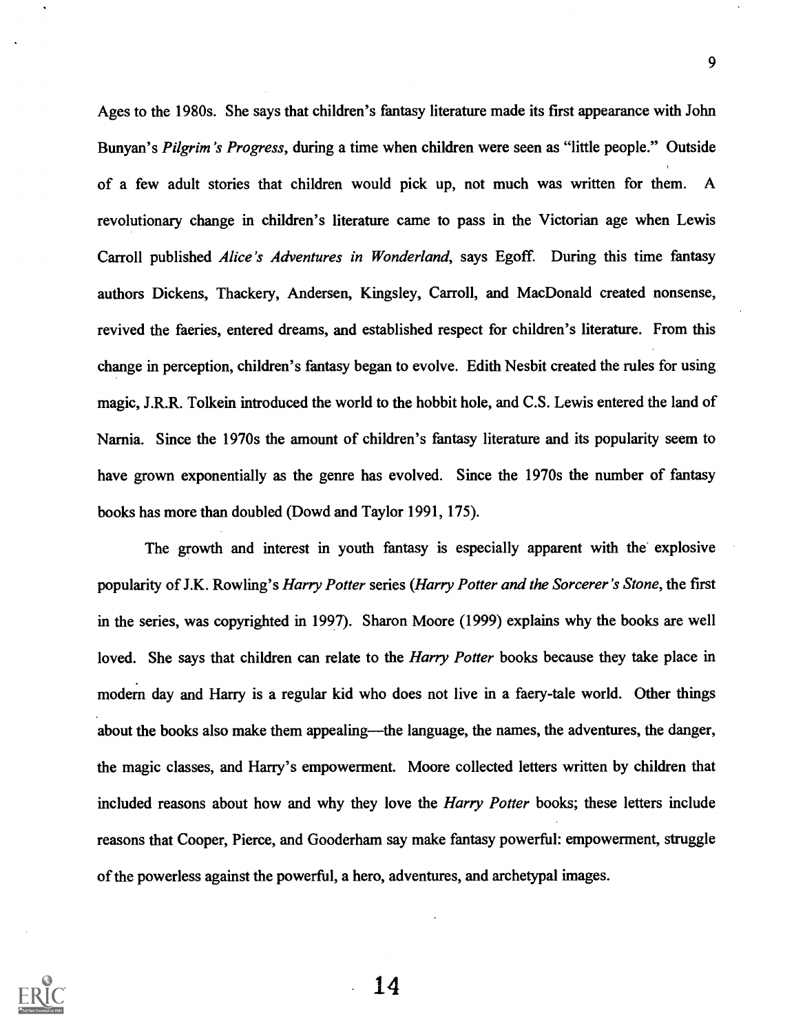Ages to the 1980s. She says that children's fantasy literature made its first appearance with John Bunyan's *Pilgrim's Progress*, during a time when children were seen as "little people." Outside of a few adult stories that children would pick up, not much was written for them. A revolutionary change in children's literature came to pass in the Victorian age when Lewis Carroll published *Alice's Adventures in Wonderland*, says Egoff. During this time fantasy authors Dickens, Thackery, Andersen, Kingsley, Carroll, and MacDonald created nonsense, revived the faeries, entered dreams, and established respect for children's literature. From this change in perception, children's fantasy began to evolve. Edith Nesbit created the rules for using magic, J.R.R. Tolkein introduced the world to the hobbit hole, and C.S. Lewis entered the land of Narnia. Since the 1970s the amount of children's fantasy literature and its popularity seem to have grown exponentially as the genre has evolved. Since the 1970s the number of fantasy books has more than doubled (Dowd and Taylor 1991, 175).

The growth and interest in youth fantasy is especially apparent with the explosive popularity of J.K. Rowling's *Harry Potter* series (*Harry Potter and the Sorcerer's Stone*, the first in the series, was copyrighted in 1997). Sharon Moore (1999) explains why the books are well loved. She says that children can relate to the *Harry Potter* books because they take place in modern day and Harry is a regular kid who does not live in a faery-tale world. Other things about the books also make them appealing—the language, the names, the adventures, the danger, the magic classes, and Harry's empowerment. Moore collected letters written by children that included reasons about how and why they love the *Harry Potter* books; these letters include reasons that Cooper, Pierce, and Gooderham say make fantasy powerful: empowerment, struggle of the powerless against the powerful, a hero, adventures, and archetypal images.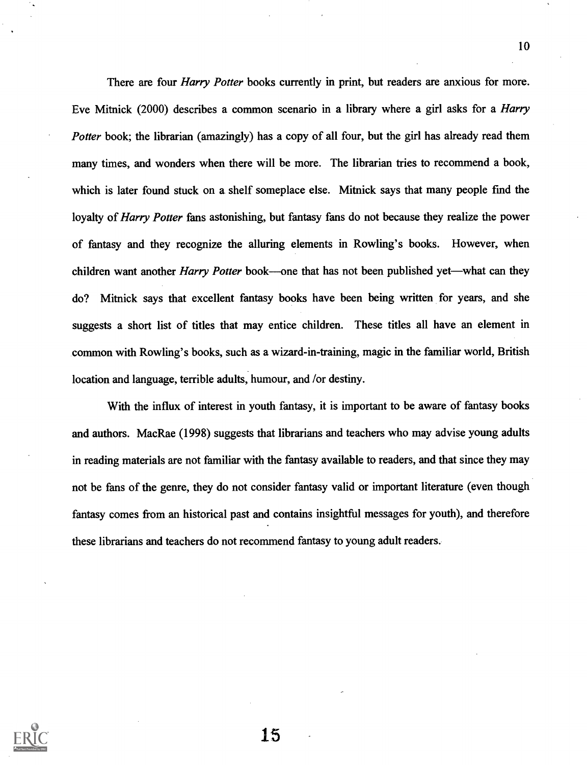There are four *Harry Potter* books currently in print, but readers are anxious for more. Eve Mitnick (2000) describes a common scenario in a library where a girl asks for a *Harry Potter* book; the librarian (amazingly) has a copy of all four, but the girl has already read them many times, and wonders when there will be more. The librarian tries to recommend a book, which is later found stuck on a shelf someplace else. Mitnick says that many people find the loyalty of *Harry Potter* fans astonishing, but fantasy fans do not because they realize the power of fantasy and they recognize the alluring elements in Rowling's books. However, when children want another *Harry Potter* book—one that has not been published yet—what can they do? Mitnick says that excellent fantasy books have been being written for years, and she suggests a short list of titles that may entice children. These titles all have an element in common with Rowling's books, such as a wizard-in-training, magic in the familiar world, British location and language, terrible adults, humour, and /or destiny.

With the influx of interest in youth fantasy, it is important to be aware of fantasy books and authors. MacRae (1998) suggests that librarians and teachers who may advise young adults in reading materials are not familiar with the fantasy available to readers, and that since they may not be fans of the genre, they do not consider fantasy valid or important literature (even though fantasy comes from an historical past and contains insightful messages for youth), and therefore these librarians and teachers do not recommend fantasy to young adult readers.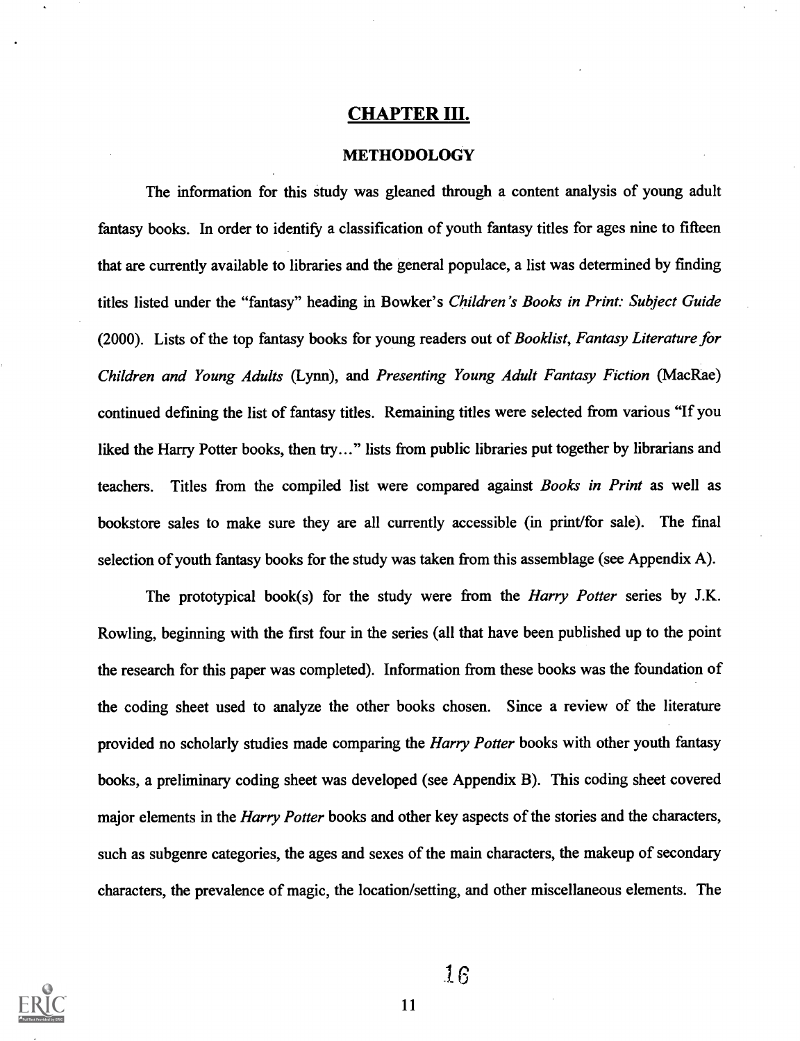## CHAPTER III.

### METHODOLOGY

The information for this study was gleaned through a content analysis of young adult fantasy books. In order to identify a classification of youth fantasy titles for ages nine to fifteen that are currently available to libraries and the general populace, a list was determined by finding titles listed under the "fantasy" heading in Bowker's *Children's Books in Print: Subject Guide* (2000). Lists of the top fantasy books for young readers out of *Booklist*, *Fantasy Literature for Children and Young Adults* (Lynn), and *Presenting Young Adult Fantasy Fiction* (MacRae) continued defining the list of fantasy titles. Remaining titles were selected from various "If you liked the Harry Potter books, then try…" lists from public libraries put together by librarians and teachers. Titles from the compiled list were compared against *Books in Print* as well as bookstore sales to make sure they are all currently accessible (in print/for sale). The final selection of youth fantasy books for the study was taken from this assemblage (see Appendix A).

The prototypical book(s) for the study were from the *Harry Potter* series by J.K. Rowling, beginning with the first four in the series (all that have been published up to the point the research for this paper was completed). Information from these books was the foundation of the coding sheet used to analyze the other books chosen. Since a review of the literature provided no scholarly studies made comparing the *Harry Potter* books with other youth fantasy books, a preliminary coding sheet was developed (see Appendix B). This coding sheet covered major elements in the *Harry Potter* books and other key aspects of the stories and the characters, such as subgenre categories, the ages and sexes of the main characters, the makeup of secondary characters, the prevalence of magic, the location/setting, and other miscellaneous elements. The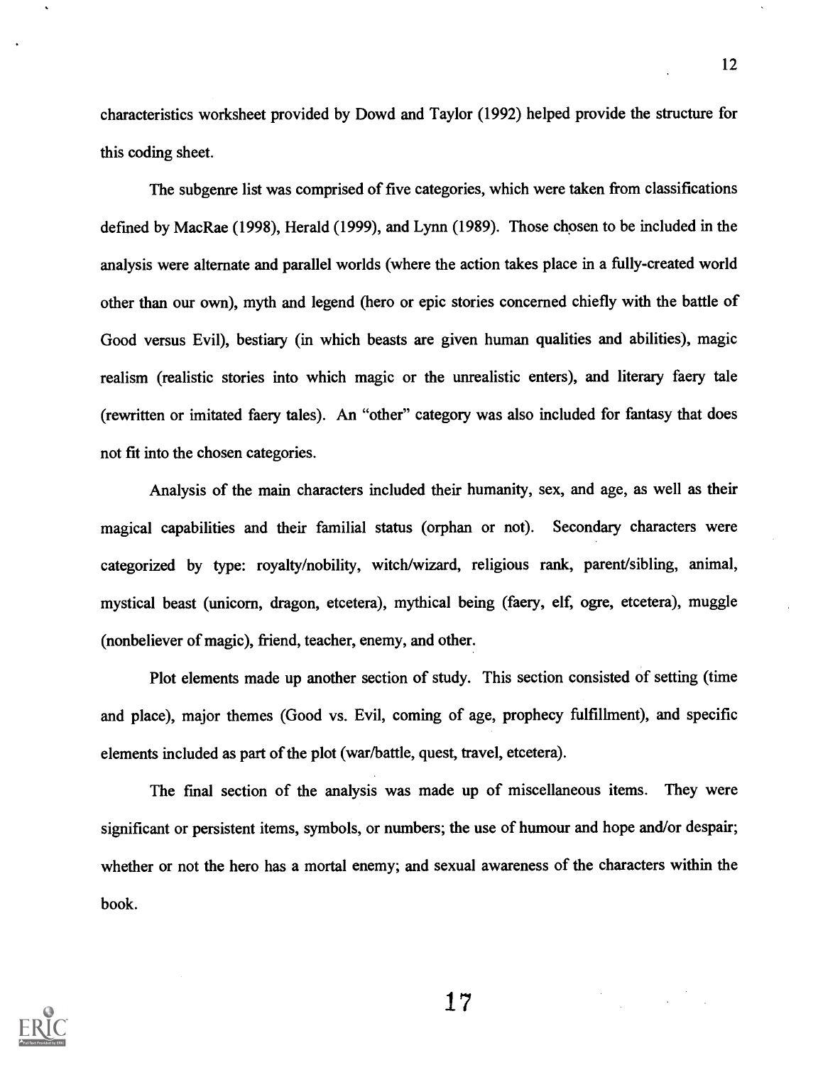characteristics worksheet provided by Dowd and Taylor (1992) helped provide the structure for this coding sheet.

The subgenre list was comprised of five categories, which were taken from classifications defined by MacRae (1998), Herald (1999), and Lynn (1989). Those chosen to be included in the analysis were alternate and parallel worlds (where the action takes place in a fully-created world other than our own), myth and legend (hero or epic stories concerned chiefly with the battle of Good versus Evil), bestiary (in which beasts are given human qualities and abilities), magic realism (realistic stories into which magic or the unrealistic enters), and literary faery tale (rewritten or imitated faery tales). An "other" category was also included for fantasy that does not fit into the chosen categories.

Analysis of the main characters included their humanity, sex, and age, as well as their magical capabilities and their familial status (orphan or not). Secondary characters were categorized by type: royalty/nobility, witch/wizard, religious rank, parent/sibling, animal, mystical beast (unicorn, dragon, etcetera), mythical being (faery, elf, ogre, etcetera), muggle (nonbeliever of magic), friend, teacher, enemy, and other.

Plot elements made up another section of study. This section consisted of setting (time and place), major themes (Good vs. Evil, coming of age, prophecy fulfillment), and specific elements included as part of the plot (war/battle, quest, travel, etcetera).

The final section of the analysis was made up of miscellaneous items. They were significant or persistent items, symbols, or numbers; the use of humour and hope and/or despair; whether or not the hero has a mortal enemy; and sexual awareness of the characters within the book.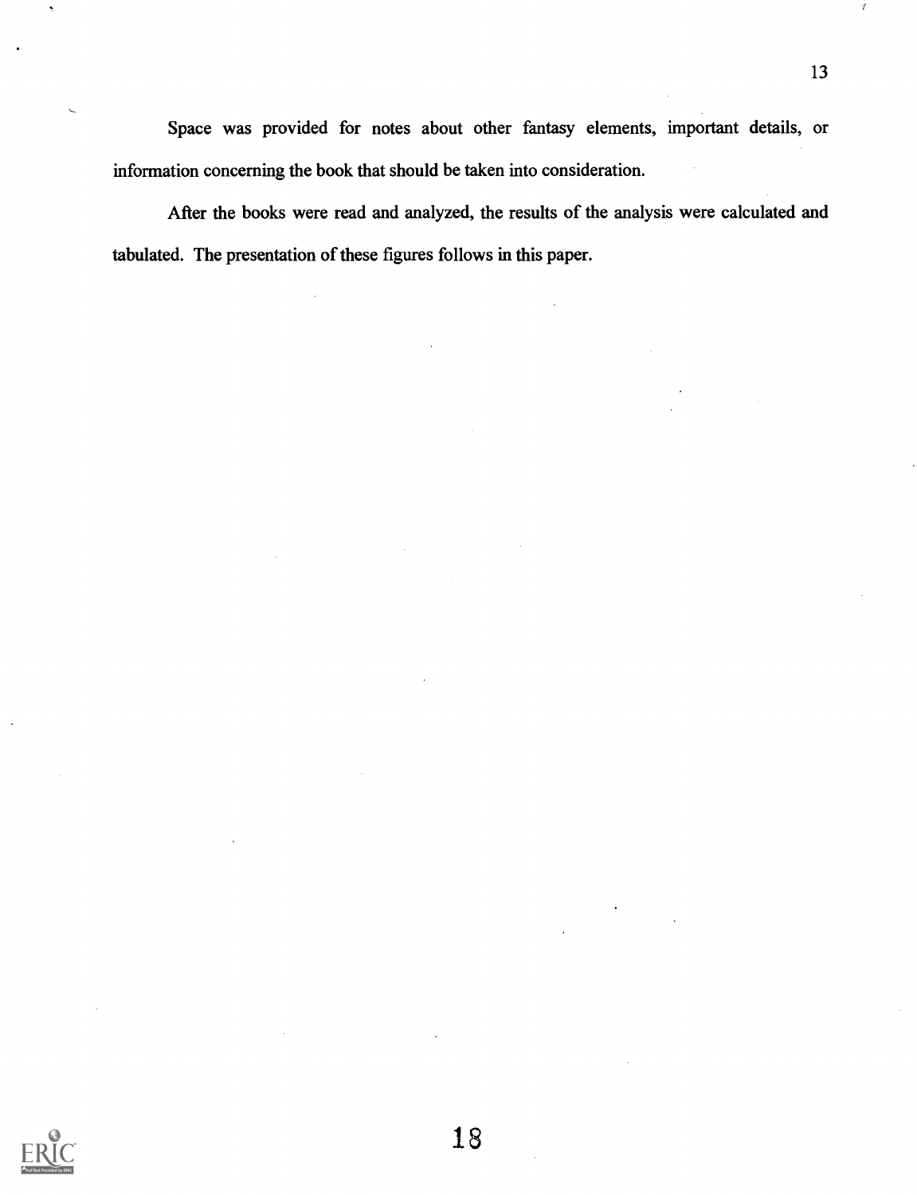Space was provided for notes about other fantasy elements, important details, or information concerning the book that should be taken into consideration.

After the books were read and analyzed, the results of the analysis were calculated and tabulated. The presentation of these figures follows in this paper.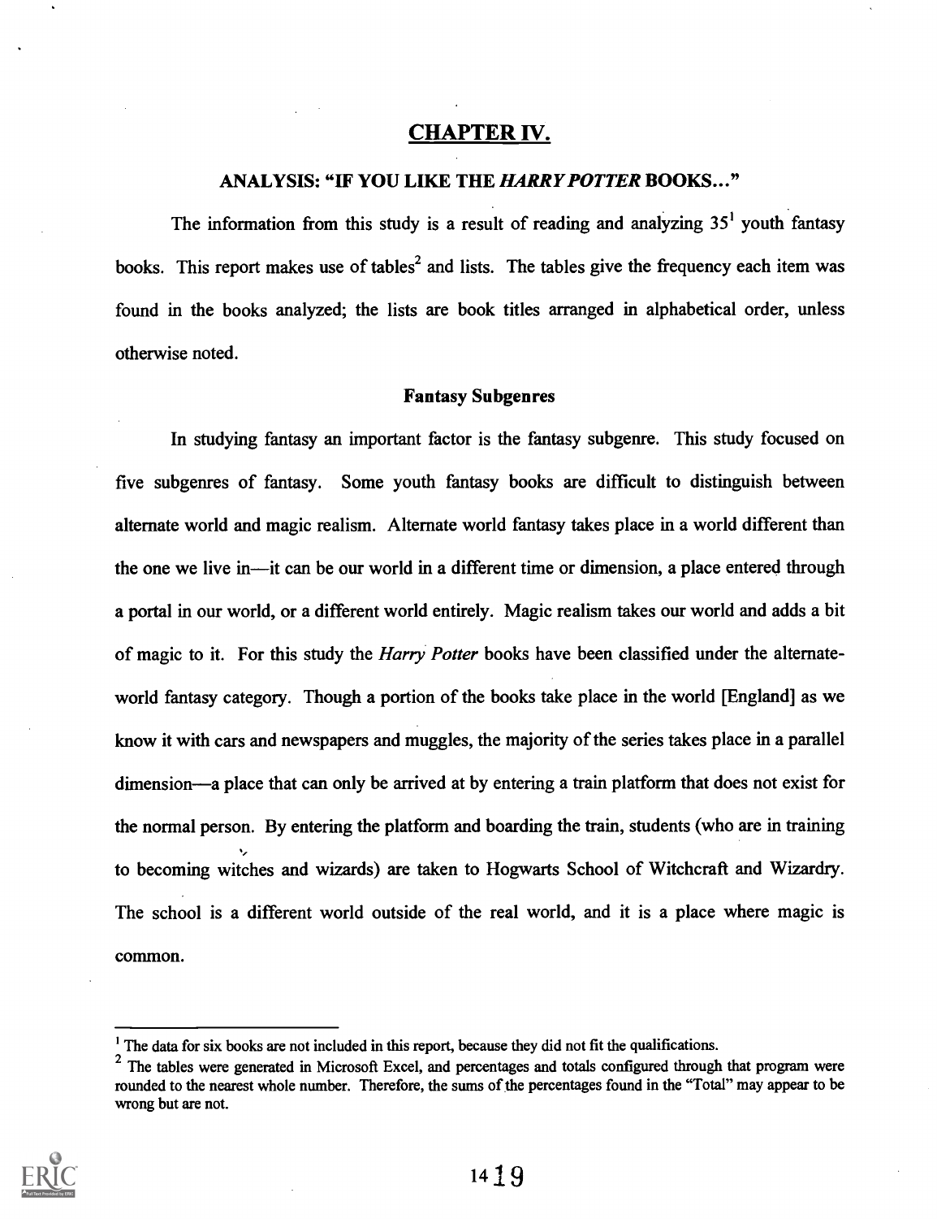# CHAPTER IV.

## ANALYSIS: "IF YOU LIKE THE *HARRY POTTER* BOOKS..."

The information from this study is a result of reading and analyzing 35[1] youth fantasy books. This report makes use of tables[2] and lists. The tables give the frequency each item was found in the books analyzed; the lists are book titles arranged in alphabetical order, unless otherwise noted.

### Fantasy Subgenres

In studying fantasy an important factor is the fantasy subgenre. This study focused on five subgenres of fantasy. Some youth fantasy books are difficult to distinguish between alternate world and magic realism. Alternate world fantasy takes place in a world different than the one we live in—it can be our world in a different time or dimension, a place entered through a portal in our world, or a different world entirely. Magic realism takes our world and adds a bit of magic to it. For this study the *Harry Potter* books have been classified under the alternate-world fantasy category. Though a portion of the books take place in the world [England] as we know it with cars and newspapers and muggles, the majority of the series takes place in a parallel dimension—a place that can only be arrived at by entering a train platform that does not exist for the normal person. By entering the platform and boarding the train, students (who are in training to becoming witches and wizards) are taken to Hogwarts School of Witchcraft and Wizardry. The school is a different world outside of the real world, and it is a place where magic is common.

---

[1] The data for six books are not included in this report, because they did not fit the qualifications.

[2] The tables were generated in Microsoft Excel, and percentages and totals configured through that program were rounded to the nearest whole number. Therefore, the sums of the percentages found in the "Total" may appear to be wrong but are not.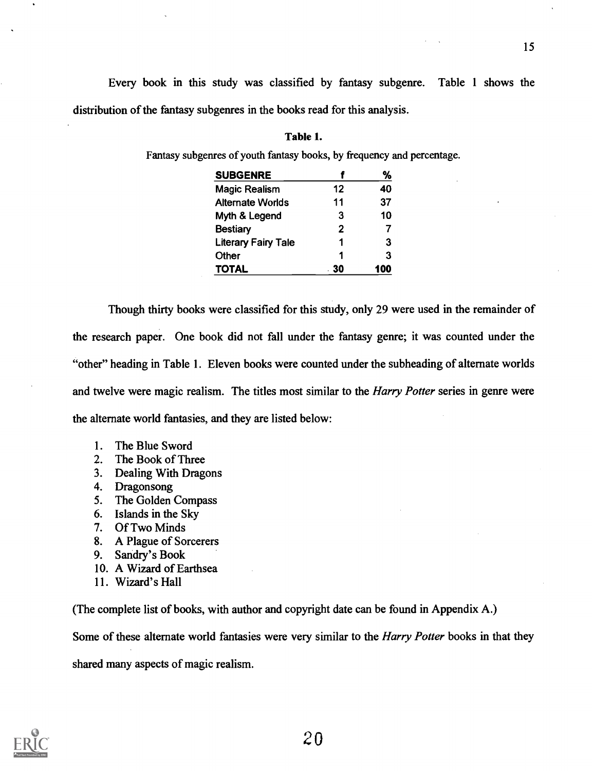Every book in this study was classified by fantasy subgenre. Table 1 shows the distribution of the fantasy subgenres in the books read for this analysis.

**Table 1.**

Fantasy subgenres of youth fantasy books, by frequency and percentage.

| SUBGENRE | f | % |
|---|---|---|
| Magic Realism | 12 | 40 |
| Alternate Worlds | 11 | 37 |
| Myth & Legend | 3 | 10 |
| Bestiary | 2 | 7 |
| Literary Fairy Tale | 1 | 3 |
| Other | 1 | 3 |
| **TOTAL** | **30** | **100** |

Though thirty books were classified for this study, only 29 were used in the remainder of the research paper. One book did not fall under the fantasy genre; it was counted under the "other" heading in Table 1. Eleven books were counted under the subheading of alternate worlds and twelve were magic realism. The titles most similar to the *Harry Potter* series in genre were the alternate world fantasies, and they are listed below:

1. The Blue Sword
2. The Book of Three
3. Dealing With Dragons
4. Dragonsong
5. The Golden Compass
6. Islands in the Sky
7. Of Two Minds
8. A Plague of Sorcerers
9. Sandry's Book
10. A Wizard of Earthsea
11. Wizard's Hall

(The complete list of books, with author and copyright date can be found in Appendix A.)

Some of these alternate world fantasies were very similar to the *Harry Potter* books in that they shared many aspects of magic realism.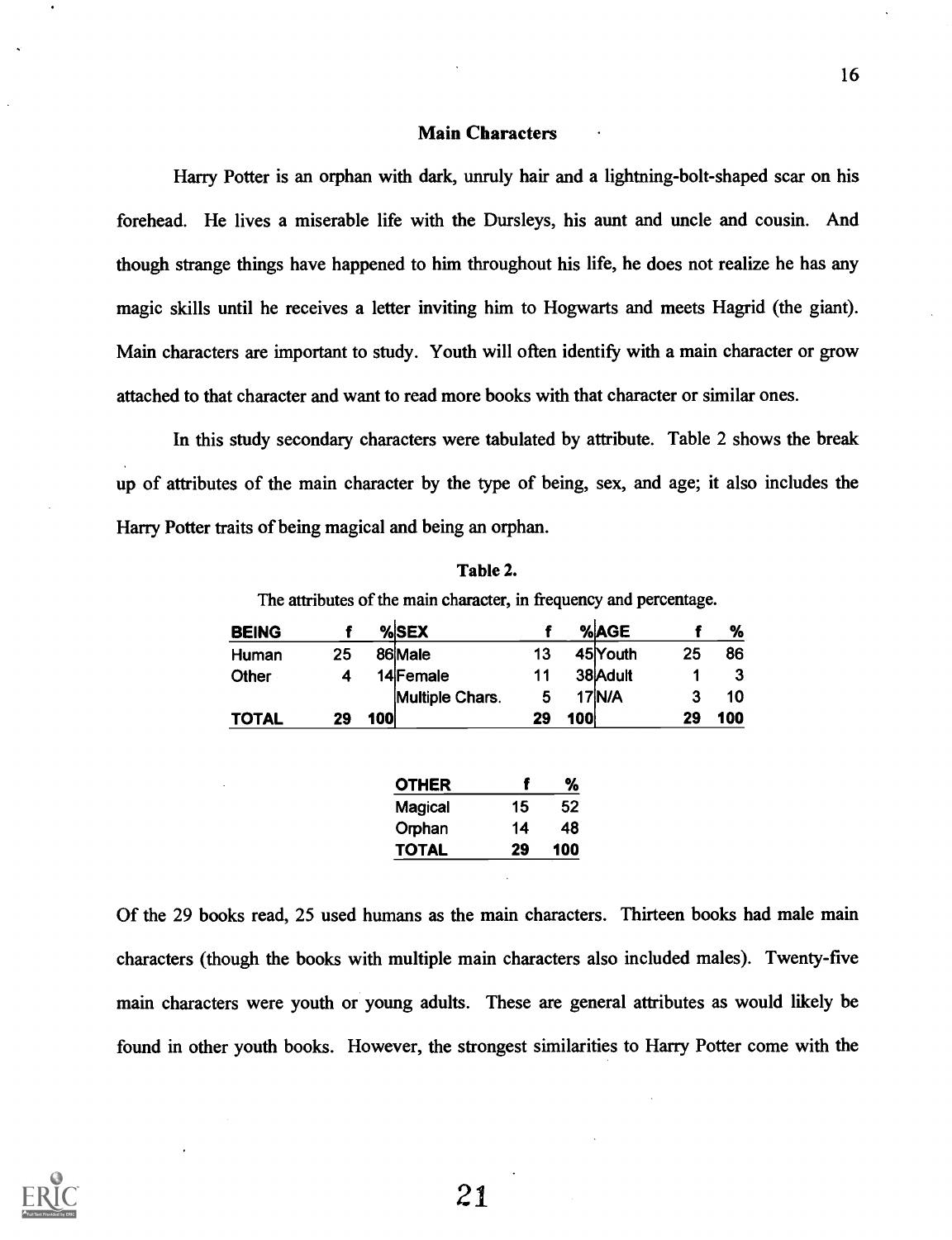### Main Characters

Harry Potter is an orphan with dark, unruly hair and a lightning-bolt-shaped scar on his forehead. He lives a miserable life with the Dursleys, his aunt and uncle and cousin. And though strange things have happened to him throughout his life, he does not realize he has any magic skills until he receives a letter inviting him to Hogwarts and meets Hagrid (the giant). Main characters are important to study. Youth will often identify with a main character or grow attached to that character and want to read more books with that character or similar ones.

In this study secondary characters were tabulated by attribute. Table 2 shows the break up of attributes of the main character by the type of being, sex, and age; it also includes the Harry Potter traits of being magical and being an orphan.

**Table 2.**

The attributes of the main character, in frequency and percentage.

| BEING | f | % | SEX | f | % | AGE | f | % |
|---|---|---|---|---|---|---|---|---|
| Human | 25 | 86 | Male | 13 | 45 | Youth | 25 | 86 |
| Other | 4 | 14 | Female | 11 | 38 | Adult | 1 | 3 |
| | | | Multiple Chars. | 5 | 17 | N/A | 3 | 10 |
| TOTAL | 29 | 100 | | 29 | 100 | | 29 | 100 |

| OTHER | f | % |
|---|---|---|
| Magical | 15 | 52 |
| Orphan | 14 | 48 |
| TOTAL | 29 | 100 |

Of the 29 books read, 25 used humans as the main characters. Thirteen books had male main characters (though the books with multiple main characters also included males). Twenty-five main characters were youth or young adults. These are general attributes as would likely be found in other youth books. However, the strongest similarities to Harry Potter come with the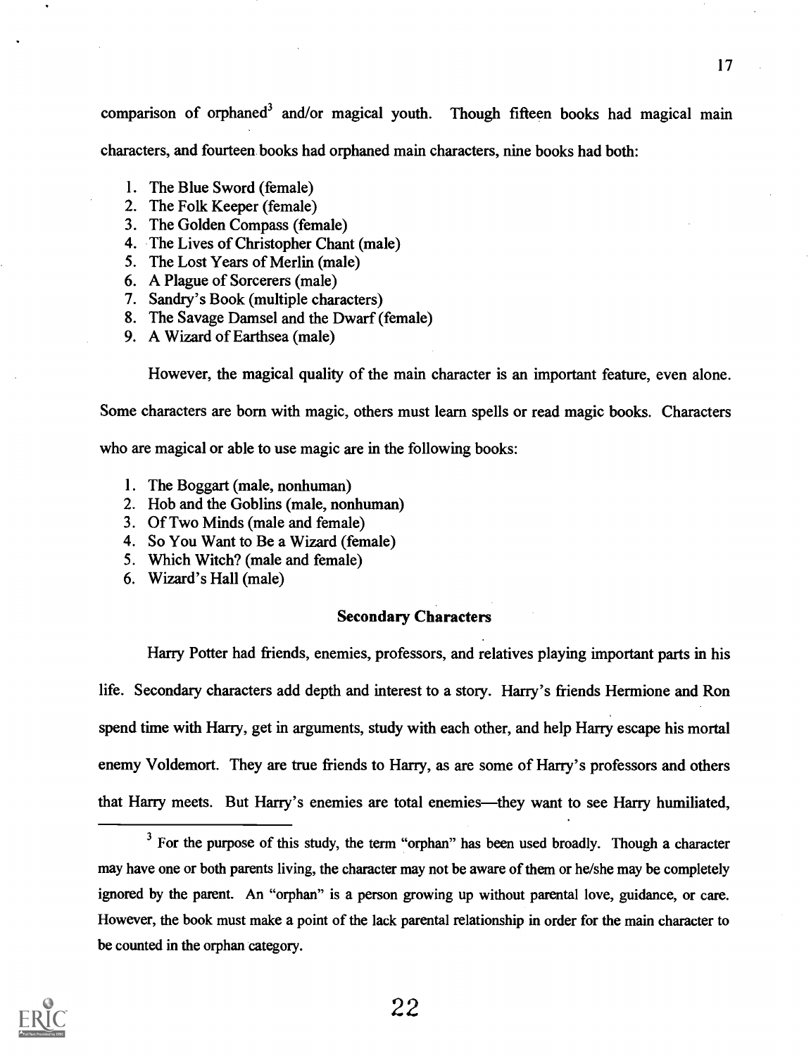comparison of orphaned[3] and/or magical youth. Though fifteen books had magical main characters, and fourteen books had orphaned main characters, nine books had both:

1. The Blue Sword (female)
2. The Folk Keeper (female)
3. The Golden Compass (female)
4. The Lives of Christopher Chant (male)
5. The Lost Years of Merlin (male)
6. A Plague of Sorcerers (male)
7. Sandry's Book (multiple characters)
8. The Savage Damsel and the Dwarf (female)
9. A Wizard of Earthsea (male)

However, the magical quality of the main character is an important feature, even alone. Some characters are born with magic, others must learn spells or read magic books. Characters who are magical or able to use magic are in the following books:

1. The Boggart (male, nonhuman)
2. Hob and the Goblins (male, nonhuman)
3. Of Two Minds (male and female)
4. So You Want to Be a Wizard (female)
5. Which Witch? (male and female)
6. Wizard's Hall (male)

### Secondary Characters

Harry Potter had friends, enemies, professors, and relatives playing important parts in his life. Secondary characters add depth and interest to a story. Harry's friends Hermione and Ron spend time with Harry, get in arguments, study with each other, and help Harry escape his mortal enemy Voldemort. They are true friends to Harry, as are some of Harry's professors and others that Harry meets. But Harry's enemies are total enemies—they want to see Harry humiliated,

---

[3] For the purpose of this study, the term "orphan" has been used broadly. Though a character may have one or both parents living, the character may not be aware of them or he/she may be completely ignored by the parent. An "orphan" is a person growing up without parental love, guidance, or care. However, the book must make a point of the lack parental relationship in order for the main character to be counted in the orphan category.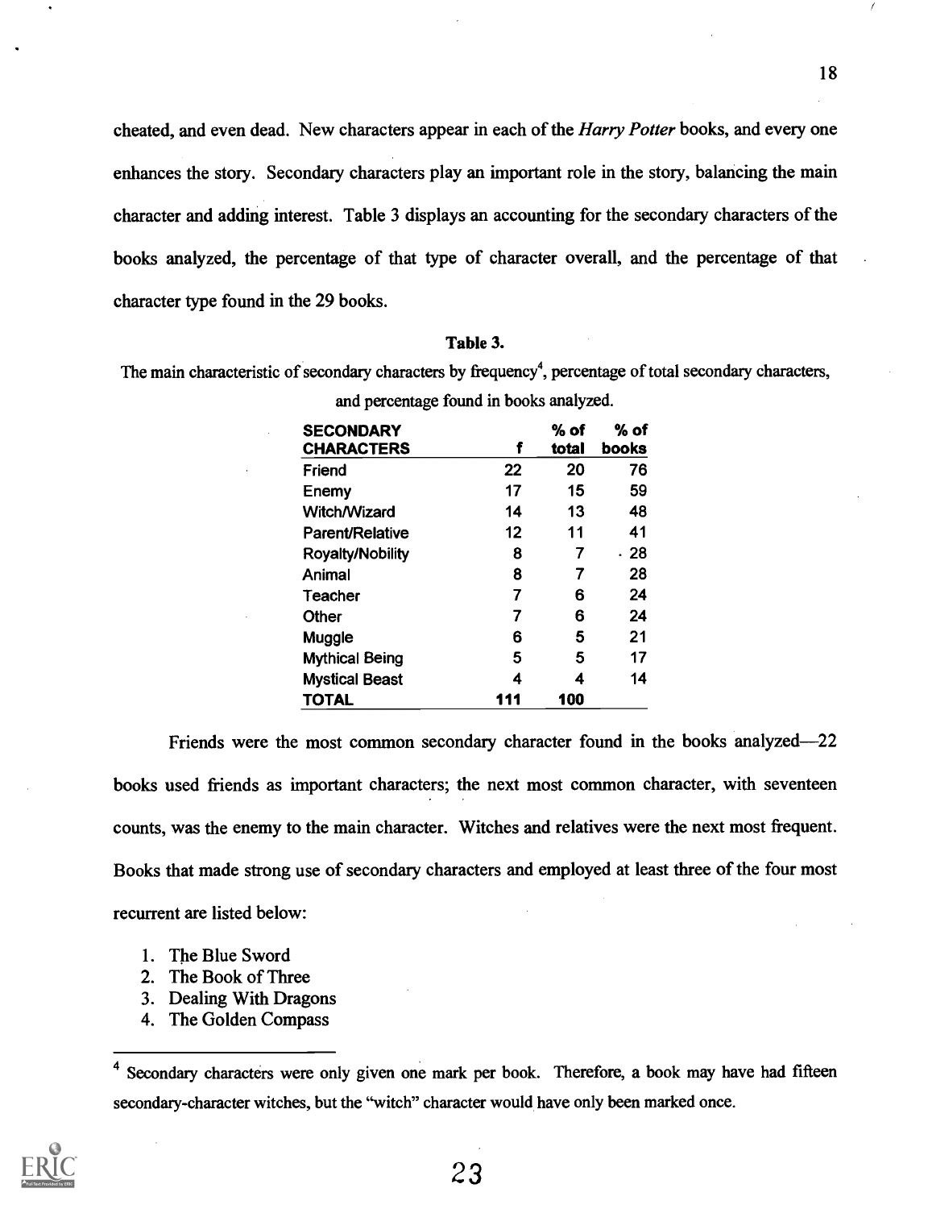cheated, and even dead. New characters appear in each of the *Harry Potter* books, and every one enhances the story. Secondary characters play an important role in the story, balancing the main character and adding interest. Table 3 displays an accounting for the secondary characters of the books analyzed, the percentage of that type of character overall, and the percentage of that character type found in the 29 books.

**Table 3.**

The main characteristic of secondary characters by frequency[4], percentage of total secondary characters, and percentage found in books analyzed.

| SECONDARY CHARACTERS | f | % of total | % of books |
|---|---|---|---|
| Friend | 22 | 20 | 76 |
| Enemy | 17 | 15 | 59 |
| Witch/Wizard | 14 | 13 | 48 |
| Parent/Relative | 12 | 11 | 41 |
| Royalty/Nobility | 8 | 7 | 28 |
| Animal | 8 | 7 | 28 |
| Teacher | 7 | 6 | 24 |
| Other | 7 | 6 | 24 |
| Muggle | 6 | 5 | 21 |
| Mythical Being | 5 | 5 | 17 |
| Mystical Beast | 4 | 4 | 14 |
| **TOTAL** | **111** | **100** | |

Friends were the most common secondary character found in the books analyzed—22 books used friends as important characters; the next most common character, with seventeen counts, was the enemy to the main character. Witches and relatives were the next most frequent. Books that made strong use of secondary characters and employed at least three of the four most recurrent are listed below:

1. The Blue Sword
2. The Book of Three
3. Dealing With Dragons
4. The Golden Compass

---

[4] Secondary characters were only given one mark per book. Therefore, a book may have had fifteen secondary-character witches, but the "witch" character would have only been marked once.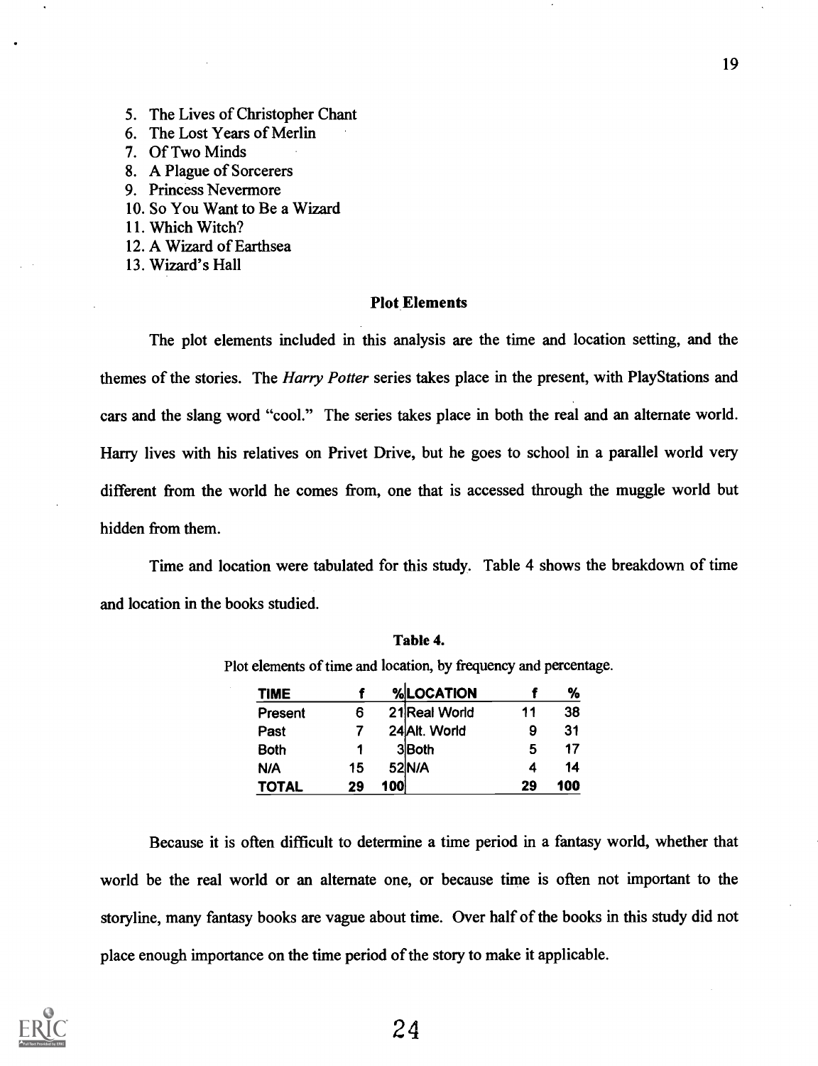5. The Lives of Christopher Chant
6. The Lost Years of Merlin
7. Of Two Minds
8. A Plague of Sorcerers
9. Princess Nevermore
10. So You Want to Be a Wizard
11. Which Witch?
12. A Wizard of Earthsea
13. Wizard's Hall

## Plot Elements

The plot elements included in this analysis are the time and location setting, and the themes of the stories. The *Harry Potter* series takes place in the present, with PlayStations and cars and the slang word "cool." The series takes place in both the real and an alternate world. Harry lives with his relatives on Privet Drive, but he goes to school in a parallel world very different from the world he comes from, one that is accessed through the muggle world but hidden from them.

Time and location were tabulated for this study. Table 4 shows the breakdown of time and location in the books studied.

**Table 4.**

Plot elements of time and location, by frequency and percentage.

| TIME | f | % | LOCATION | f | % |
|---|---|---|---|---|---|
| Present | 6 | 21 | Real World | 11 | 38 |
| Past | 7 | 24 | Alt. World | 9 | 31 |
| Both | 1 | 3 | Both | 5 | 17 |
| N/A | 15 | 52 | N/A | 4 | 14 |
| **TOTAL** | **29** | **100** | | **29** | **100** |

Because it is often difficult to determine a time period in a fantasy world, whether that world be the real world or an alternate one, or because time is often not important to the storyline, many fantasy books are vague about time. Over half of the books in this study did not place enough importance on the time period of the story to make it applicable.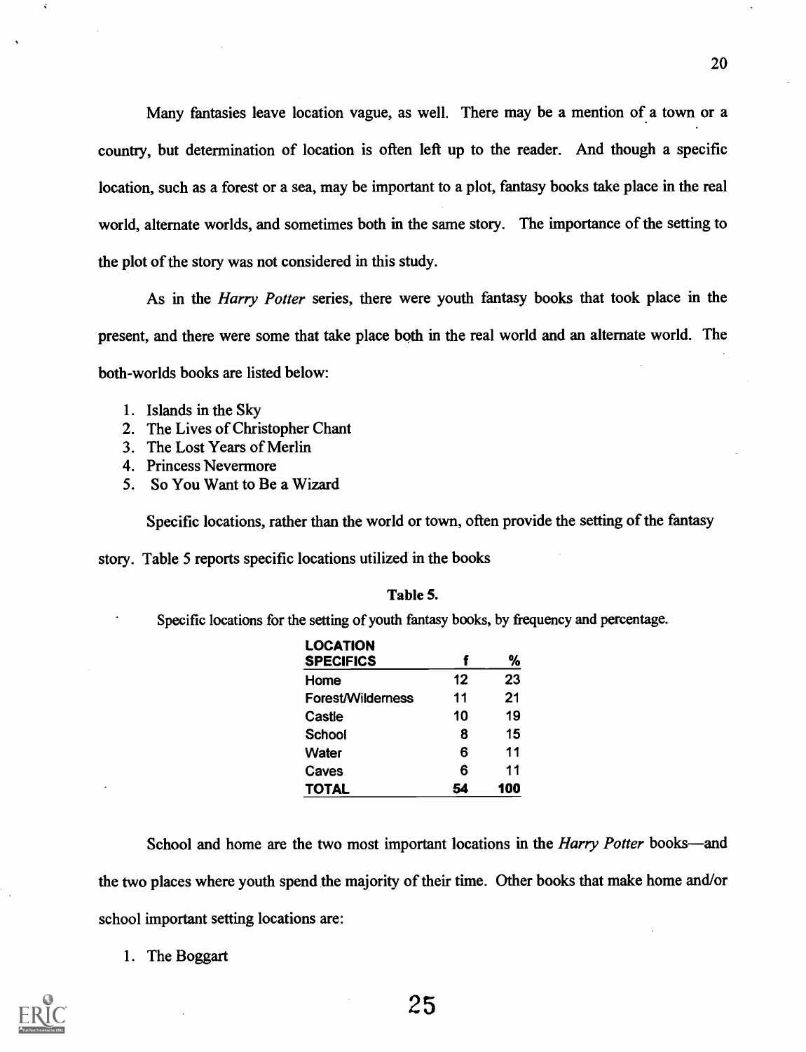Many fantasies leave location vague, as well. There may be a mention of a town or a country, but determination of location is often left up to the reader. And though a specific location, such as a forest or a sea, may be important to a plot, fantasy books take place in the real world, alternate worlds, and sometimes both in the same story. The importance of the setting to the plot of the story was not considered in this study.

As in the *Harry Potter* series, there were youth fantasy books that took place in the present, and there were some that take place both in the real world and an alternate world. The both-worlds books are listed below:

1. Islands in the Sky
2. The Lives of Christopher Chant
3. The Lost Years of Merlin
4. Princess Nevermore
5. So You Want to Be a Wizard

Specific locations, rather than the world or town, often provide the setting of the fantasy story. Table 5 reports specific locations utilized in the books

**Table 5.**

Specific locations for the setting of youth fantasy books, by frequency and percentage.

| LOCATION SPECIFICS | f | % |
|---|---|---|
| Home | 12 | 23 |
| Forest/Wilderness | 11 | 21 |
| Castle | 10 | 19 |
| School | 8 | 15 |
| Water | 6 | 11 |
| Caves | 6 | 11 |
| **TOTAL** | **54** | **100** |

School and home are the two most important locations in the *Harry Potter* books—and the two places where youth spend the majority of their time. Other books that make home and/or school important setting locations are:

1. The Boggart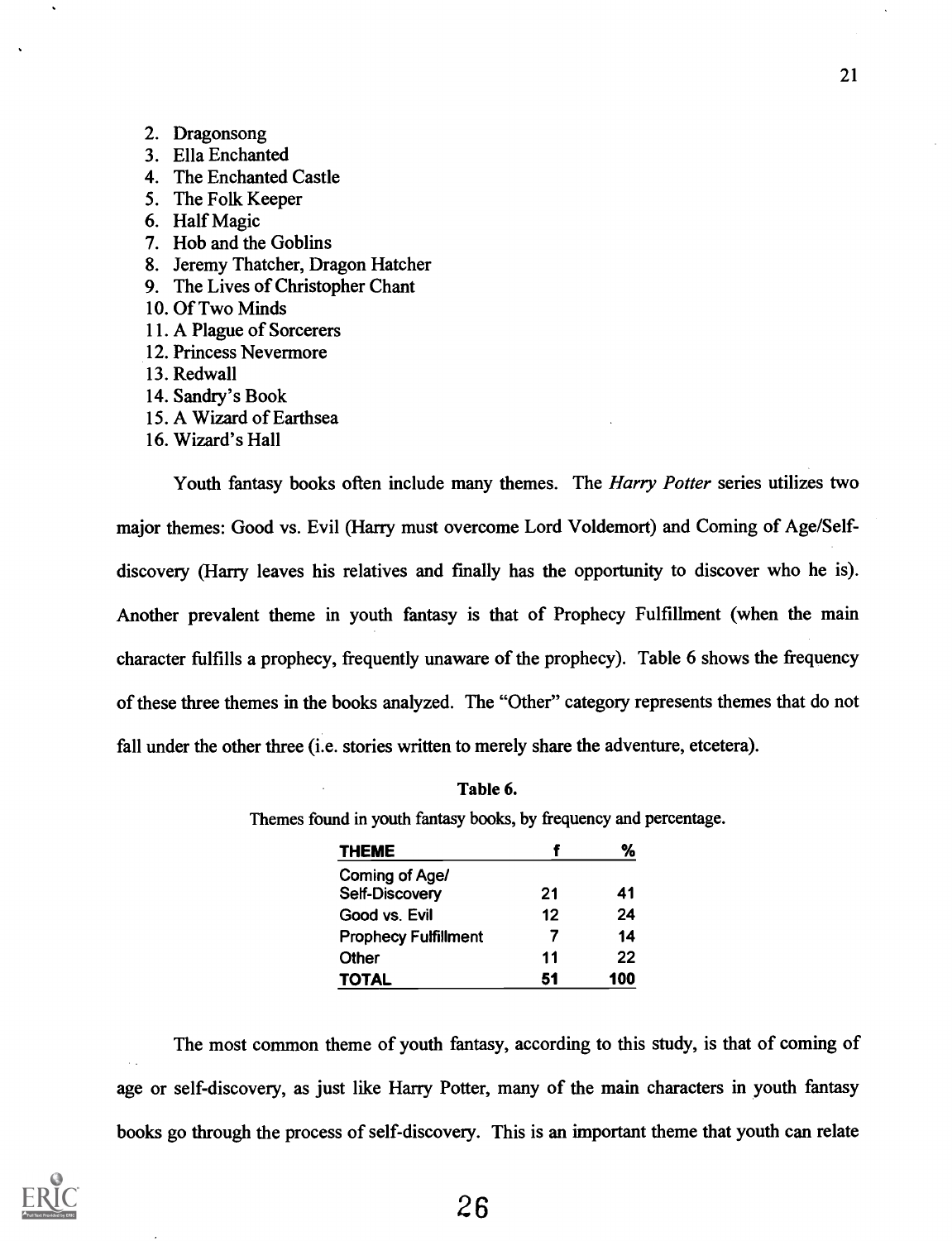2. Dragonsong
3. Ella Enchanted
4. The Enchanted Castle
5. The Folk Keeper
6. Half Magic
7. Hob and the Goblins
8. Jeremy Thatcher, Dragon Hatcher
9. The Lives of Christopher Chant
10. Of Two Minds
11. A Plague of Sorcerers
12. Princess Nevermore
13. Redwall
14. Sandry's Book
15. A Wizard of Earthsea
16. Wizard's Hall

Youth fantasy books often include many themes. The *Harry Potter* series utilizes two major themes: Good vs. Evil (Harry must overcome Lord Voldemort) and Coming of Age/Self-discovery (Harry leaves his relatives and finally has the opportunity to discover who he is). Another prevalent theme in youth fantasy is that of Prophecy Fulfillment (when the main character fulfills a prophecy, frequently unaware of the prophecy). Table 6 shows the frequency of these three themes in the books analyzed. The "Other" category represents themes that do not fall under the other three (i.e. stories written to merely share the adventure, etcetera).

**Table 6.**

Themes found in youth fantasy books, by frequency and percentage.

| THEME | f | % |
|---|---|---|
| Coming of Age/ Self-Discovery | 21 | 41 |
| Good vs. Evil | 12 | 24 |
| Prophecy Fulfillment | 7 | 14 |
| Other | 11 | 22 |
| **TOTAL** | **51** | **100** |

The most common theme of youth fantasy, according to this study, is that of coming of age or self-discovery, as just like Harry Potter, many of the main characters in youth fantasy books go through the process of self-discovery. This is an important theme that youth can relate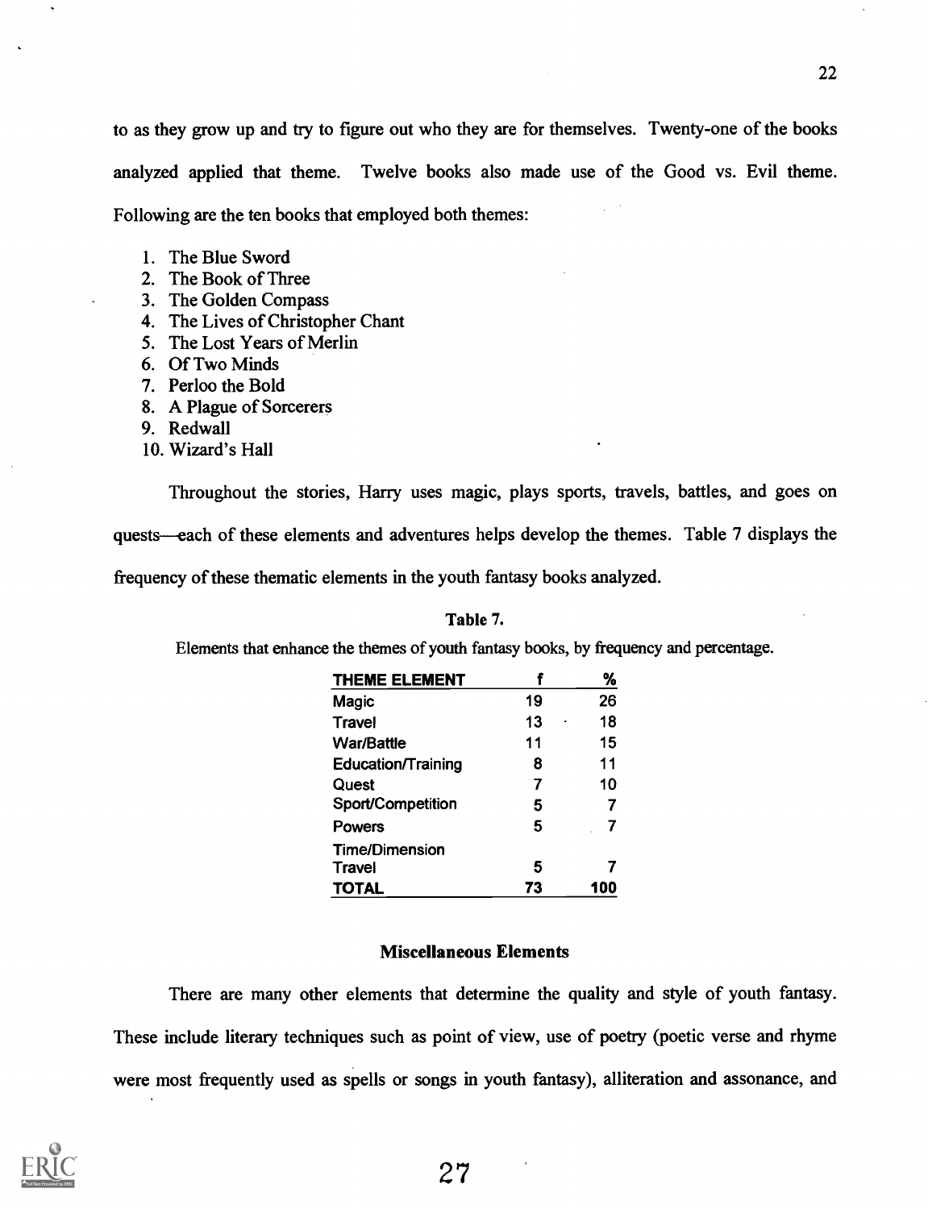to as they grow up and try to figure out who they are for themselves. Twenty-one of the books analyzed applied that theme. Twelve books also made use of the Good vs. Evil theme. Following are the ten books that employed both themes:

1. The Blue Sword
2. The Book of Three
3. The Golden Compass
4. The Lives of Christopher Chant
5. The Lost Years of Merlin
6. Of Two Minds
7. Perloo the Bold
8. A Plague of Sorcerers
9. Redwall
10. Wizard's Hall

Throughout the stories, Harry uses magic, plays sports, travels, battles, and goes on quests—each of these elements and adventures helps develop the themes. Table 7 displays the frequency of these thematic elements in the youth fantasy books analyzed.

**Table 7.**

Elements that enhance the themes of youth fantasy books, by frequency and percentage.

| THEME ELEMENT | f | % |
|---|---|---|
| Magic | 19 | 26 |
| Travel | 13 | 18 |
| War/Battle | 11 | 15 |
| Education/Training | 8 | 11 |
| Quest | 7 | 10 |
| Sport/Competition | 5 | 7 |
| Powers | 5 | 7 |
| Time/Dimension Travel | 5 | 7 |
| **TOTAL** | **73** | **100** |

### Miscellaneous Elements

There are many other elements that determine the quality and style of youth fantasy. These include literary techniques such as point of view, use of poetry (poetic verse and rhyme were most frequently used as spells or songs in youth fantasy), alliteration and assonance, and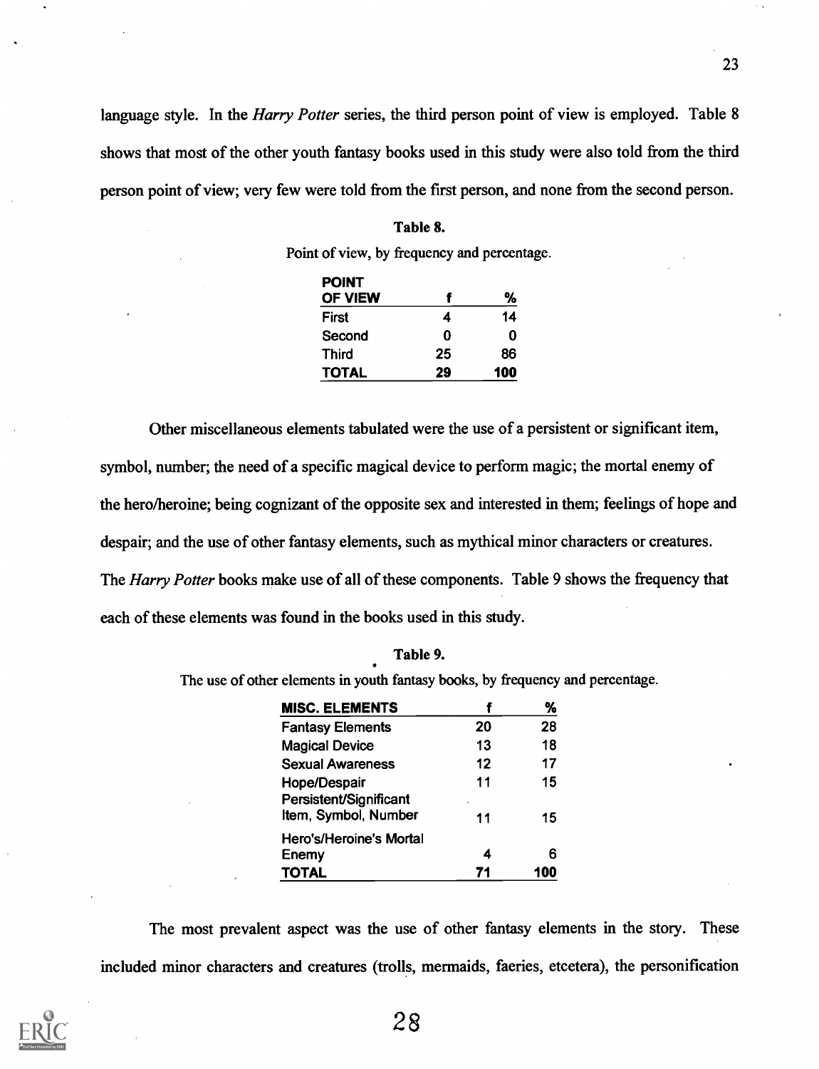language style. In the *Harry Potter* series, the third person point of view is employed. Table 8 shows that most of the other youth fantasy books used in this study were also told from the third person point of view; very few were told from the first person, and none from the second person.

**Table 8.**

Point of view, by frequency and percentage.

| POINT OF VIEW | f | % |
|---|---|---|
| First | 4 | 14 |
| Second | 0 | 0 |
| Third | 25 | 86 |
| **TOTAL** | **29** | **100** |

Other miscellaneous elements tabulated were the use of a persistent or significant item, symbol, number; the need of a specific magical device to perform magic; the mortal enemy of the hero/heroine; being cognizant of the opposite sex and interested in them; feelings of hope and despair; and the use of other fantasy elements, such as mythical minor characters or creatures. The *Harry Potter* books make use of all of these components. Table 9 shows the frequency that each of these elements was found in the books used in this study.

**Table 9.**

The use of other elements in youth fantasy books, by frequency and percentage.

| MISC. ELEMENTS | f | % |
|---|---|---|
| Fantasy Elements | 20 | 28 |
| Magical Device | 13 | 18 |
| Sexual Awareness | 12 | 17 |
| Hope/Despair | 11 | 15 |
| Persistent/Significant Item, Symbol, Number | 11 | 15 |
| Hero's/Heroine's Mortal Enemy | 4 | 6 |
| **TOTAL** | **71** | **100** |

The most prevalent aspect was the use of other fantasy elements in the story. These included minor characters and creatures (trolls, mermaids, faeries, etcetera), the personification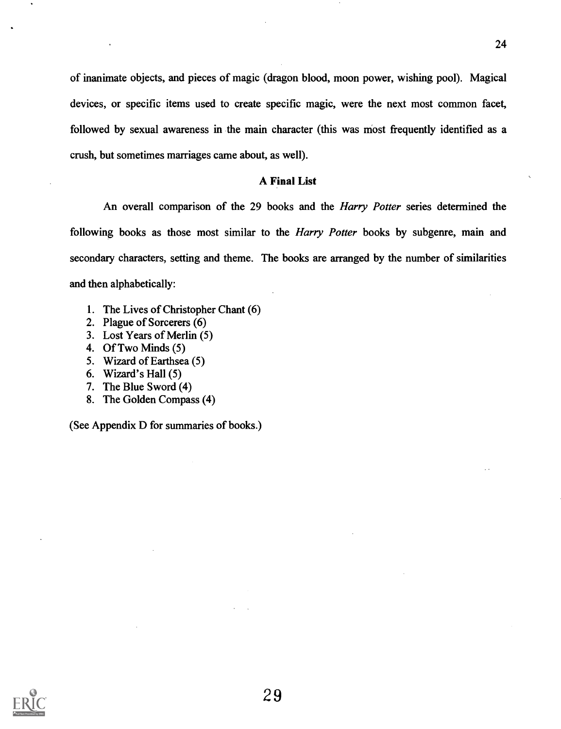of inanimate objects, and pieces of magic (dragon blood, moon power, wishing pool). Magical devices, or specific items used to create specific magic, were the next most common facet, followed by sexual awareness in the main character (this was most frequently identified as a crush, but sometimes marriages came about, as well).

### A Final List

An overall comparison of the 29 books and the *Harry Potter* series determined the following books as those most similar to the *Harry Potter* books by subgenre, main and secondary characters, setting and theme. The books are arranged by the number of similarities and then alphabetically:

1. The Lives of Christopher Chant (6)
2. Plague of Sorcerers (6)
3. Lost Years of Merlin (5)
4. Of Two Minds (5)
5. Wizard of Earthsea (5)
6. Wizard's Hall (5)
7. The Blue Sword (4)
8. The Golden Compass (4)

(See Appendix D for summaries of books.)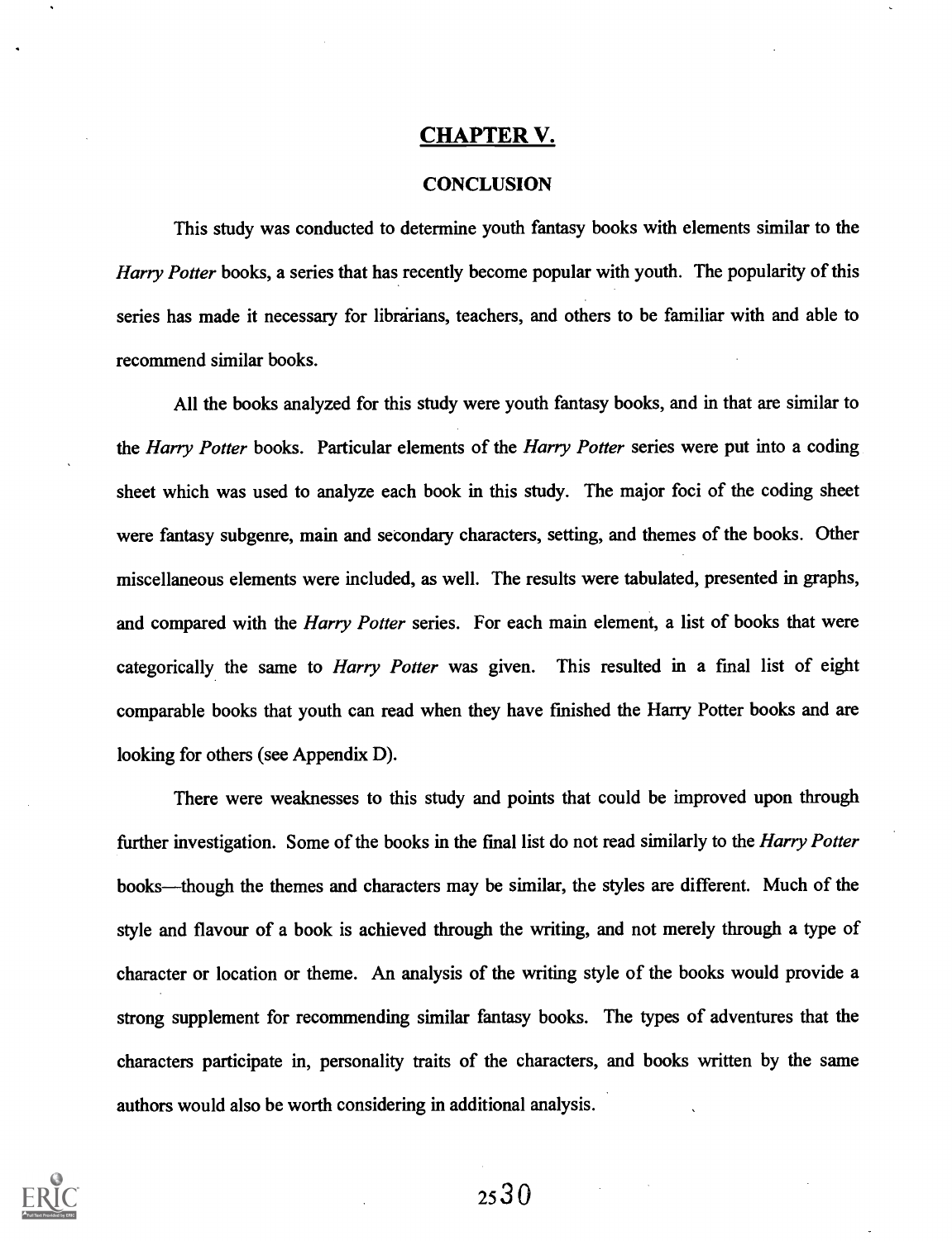# CHAPTER V.

## CONCLUSION

This study was conducted to determine youth fantasy books with elements similar to the *Harry Potter* books, a series that has recently become popular with youth. The popularity of this series has made it necessary for librarians, teachers, and others to be familiar with and able to recommend similar books.

All the books analyzed for this study were youth fantasy books, and in that are similar to the *Harry Potter* books. Particular elements of the *Harry Potter* series were put into a coding sheet which was used to analyze each book in this study. The major foci of the coding sheet were fantasy subgenre, main and secondary characters, setting, and themes of the books. Other miscellaneous elements were included, as well. The results were tabulated, presented in graphs, and compared with the *Harry Potter* series. For each main element, a list of books that were categorically the same to *Harry Potter* was given. This resulted in a final list of eight comparable books that youth can read when they have finished the Harry Potter books and are looking for others (see Appendix D).

There were weaknesses to this study and points that could be improved upon through further investigation. Some of the books in the final list do not read similarly to the *Harry Potter* books—though the themes and characters may be similar, the styles are different. Much of the style and flavour of a book is achieved through the writing, and not merely through a type of character or location or theme. An analysis of the writing style of the books would provide a strong supplement for recommending similar fantasy books. The types of adventures that the characters participate in, personality traits of the characters, and books written by the same authors would also be worth considering in additional analysis.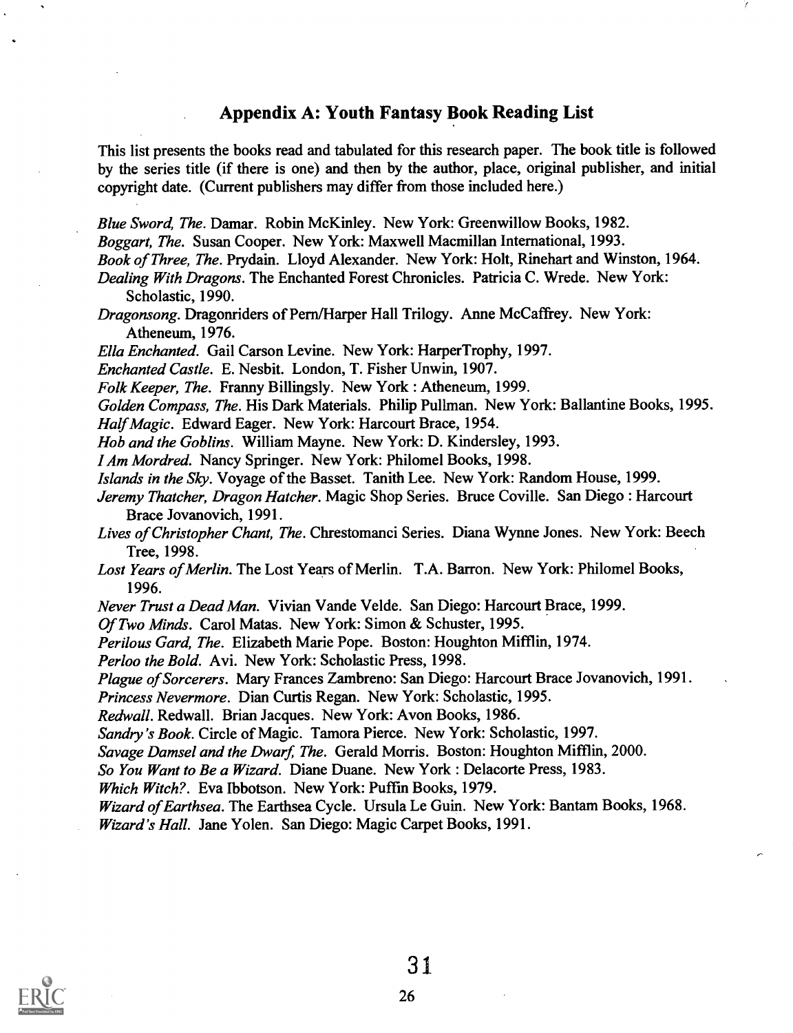## Appendix A: Youth Fantasy Book Reading List

This list presents the books read and tabulated for this research paper. The book title is followed by the series title (if there is one) and then by the author, place, original publisher, and initial copyright date. (Current publishers may differ from those included here.)

*Blue Sword, The*. Damar. Robin McKinley. New York: Greenwillow Books, 1982.
*Boggart, The*. Susan Cooper. New York: Maxwell Macmillan International, 1993.
*Book of Three, The*. Prydain. Lloyd Alexander. New York: Holt, Rinehart and Winston, 1964.
*Dealing With Dragons*. The Enchanted Forest Chronicles. Patricia C. Wrede. New York: Scholastic, 1990.
*Dragonsong*. Dragonriders of Pern/Harper Hall Trilogy. Anne McCaffrey. New York: Atheneum, 1976.
*Ella Enchanted*. Gail Carson Levine. New York: HarperTrophy, 1997.
*Enchanted Castle*. E. Nesbit. London, T. Fisher Unwin, 1907.
*Folk Keeper, The*. Franny Billingsly. New York : Atheneum, 1999.
*Golden Compass, The*. His Dark Materials. Philip Pullman. New York: Ballantine Books, 1995.
*Half Magic*. Edward Eager. New York: Harcourt Brace, 1954.
*Hob and the Goblins*. William Mayne. New York: D. Kindersley, 1993.
*I Am Mordred*. Nancy Springer. New York: Philomel Books, 1998.
*Islands in the Sky*. Voyage of the Basset. Tanith Lee. New York: Random House, 1999.
*Jeremy Thatcher, Dragon Hatcher*. Magic Shop Series. Bruce Coville. San Diego : Harcourt Brace Jovanovich, 1991.
*Lives of Christopher Chant, The*. Chrestomanci Series. Diana Wynne Jones. New York: Beech Tree, 1998.
*Lost Years of Merlin*. The Lost Years of Merlin. T.A. Barron. New York: Philomel Books, 1996.
*Never Trust a Dead Man*. Vivian Vande Velde. San Diego: Harcourt Brace, 1999.
*Of Two Minds*. Carol Matas. New York: Simon & Schuster, 1995.
*Perilous Gard, The*. Elizabeth Marie Pope. Boston: Houghton Mifflin, 1974.
*Perloo the Bold*. Avi. New York: Scholastic Press, 1998.
*Plague of Sorcerers*. Mary Frances Zambreno: San Diego: Harcourt Brace Jovanovich, 1991.
*Princess Nevermore*. Dian Curtis Regan. New York: Scholastic, 1995.
*Redwall*. Redwall. Brian Jacques. New York: Avon Books, 1986.
*Sandry's Book*. Circle of Magic. Tamora Pierce. New York: Scholastic, 1997.
*Savage Damsel and the Dwarf, The*. Gerald Morris. Boston: Houghton Mifflin, 2000.
*So You Want to Be a Wizard*. Diane Duane. New York : Delacorte Press, 1983.
*Which Witch?*. Eva Ibbotson. New York: Puffin Books, 1979.
*Wizard of Earthsea*. The Earthsea Cycle. Ursula Le Guin. New York: Bantam Books, 1968.
*Wizard's Hall*. Jane Yolen. San Diego: Magic Carpet Books, 1991.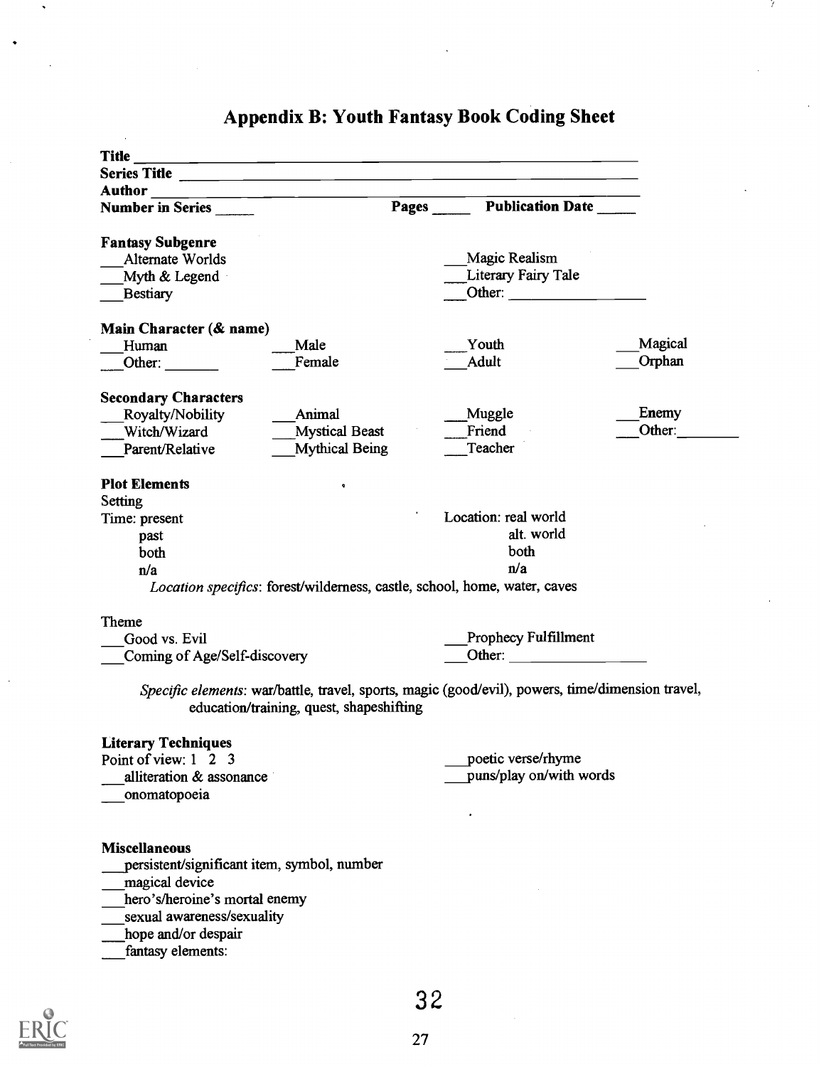# Appendix B: Youth Fantasy Book Coding Sheet

**Title** ____________________________________________

**Series Title** ____________________________________________

**Author** ____________________________________________

**Number in Series** _____ **Pages** _____ **Publication Date** _____

**Fantasy Subgenre**

___Alternate Worlds
___Myth & Legend
___Bestiary
___Magic Realism
___Literary Fairy Tale
___Other: ______________

**Main Character (& name)**

___Human ___Male ___Youth ___Magical
___Other: _______ ___Female ___Adult ___Orphan

**Secondary Characters**

___Royalty/Nobility ___Animal ___Muggle ___Enemy
___Witch/Wizard ___Mystical Beast ___Friend ___Other: ________
___Parent/Relative ___Mythical Being ___Teacher

**Plot Elements**

Setting

Time: present
past
both
n/a

Location: real world
alt. world
both
n/a

*Location specifics*: forest/wilderness, castle, school, home, water, caves

Theme

___Good vs. Evil
___Coming of Age/Self-discovery
___Prophecy Fulfillment
___Other: ______________

*Specific elements*: war/battle, travel, sports, magic (good/evil), powers, time/dimension travel, education/training, quest, shapeshifting

**Literary Techniques**

Point of view: 1 2 3
___alliteration & assonance
___onomatopoeia
___poetic verse/rhyme
___puns/play on/with words

**Miscellaneous**

___persistent/significant item, symbol, number
___magical device
___hero's/heroine's mortal enemy
___sexual awareness/sexuality
___hope and/or despair
___fantasy elements: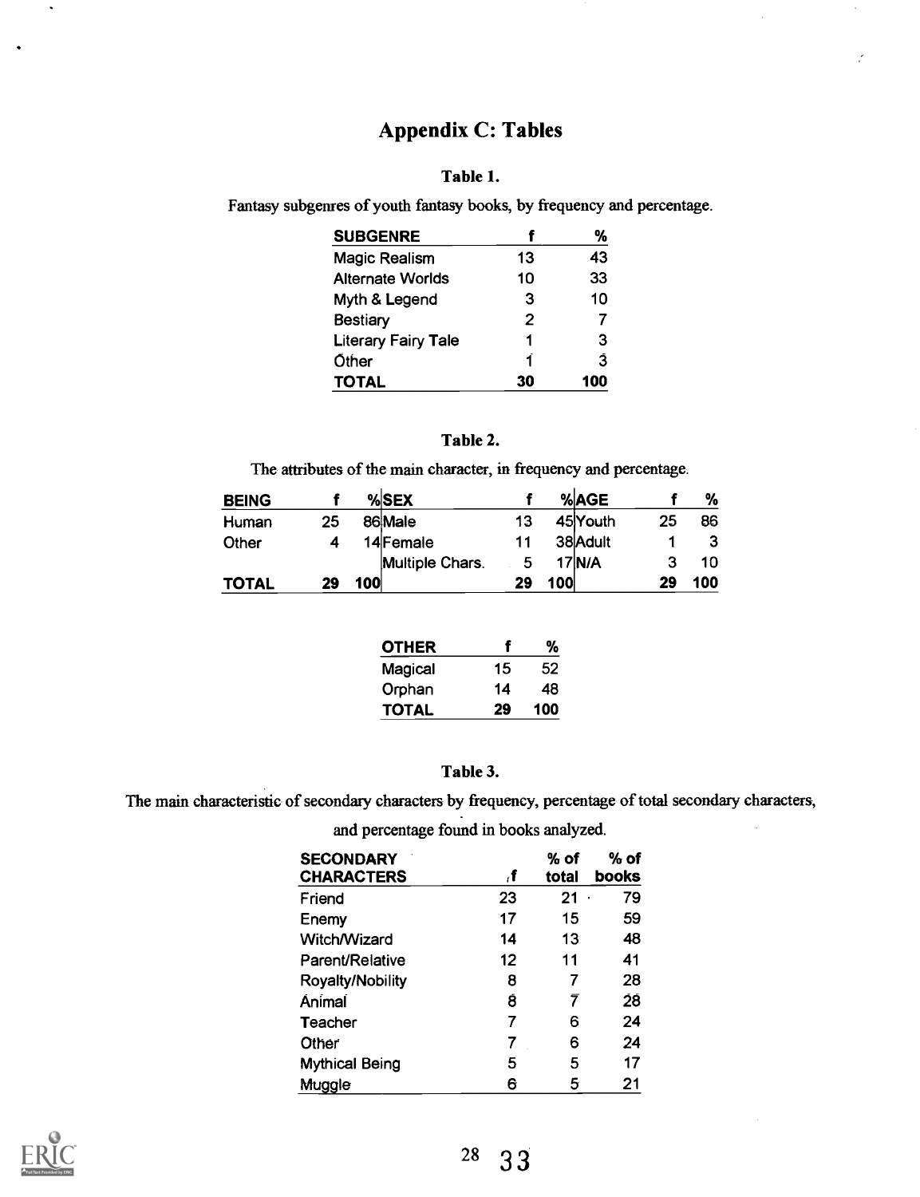# Appendix C: Tables

### Table 1.

Fantasy subgenres of youth fantasy books, by frequency and percentage.

| SUBGENRE | f | % |
|---|---|---|
| Magic Realism | 13 | 43 |
| Alternate Worlds | 10 | 33 |
| Myth & Legend | 3 | 10 |
| Bestiary | 2 | 7 |
| Literary Fairy Tale | 1 | 3 |
| Other | 1 | 3 |
| **TOTAL** | **30** | **100** |

### Table 2.

The attributes of the main character, in frequency and percentage.

| BEING | f | % | SEX | f | % | AGE | f | % |
|---|---|---|---|---|---|---|---|---|
| Human | 25 | 86 | Male | 13 | 45 | Youth | 25 | 86 |
| Other | 4 | 14 | Female | 11 | 38 | Adult | 1 | 3 |
| | | | Multiple Chars. | 5 | 17 | N/A | 3 | 10 |
| **TOTAL** | **29** | **100** | | **29** | **100** | | **29** | **100** |

| OTHER | f | % |
|---|---|---|
| Magical | 15 | 52 |
| Orphan | 14 | 48 |
| **TOTAL** | **29** | **100** |

### Table 3.

The main characteristic of secondary characters by frequency, percentage of total secondary characters, and percentage found in books analyzed.

| SECONDARY CHARACTERS | f | % of total | % of books |
|---|---|---|---|
| Friend | 23 | 21 | 79 |
| Enemy | 17 | 15 | 59 |
| Witch/Wizard | 14 | 13 | 48 |
| Parent/Relative | 12 | 11 | 41 |
| Royalty/Nobility | 8 | 7 | 28 |
| Animal | 8 | 7 | 28 |
| Teacher | 7 | 6 | 24 |
| Other | 7 | 6 | 24 |
| Mythical Being | 5 | 5 | 17 |
| Muggle | 6 | 5 | 21 |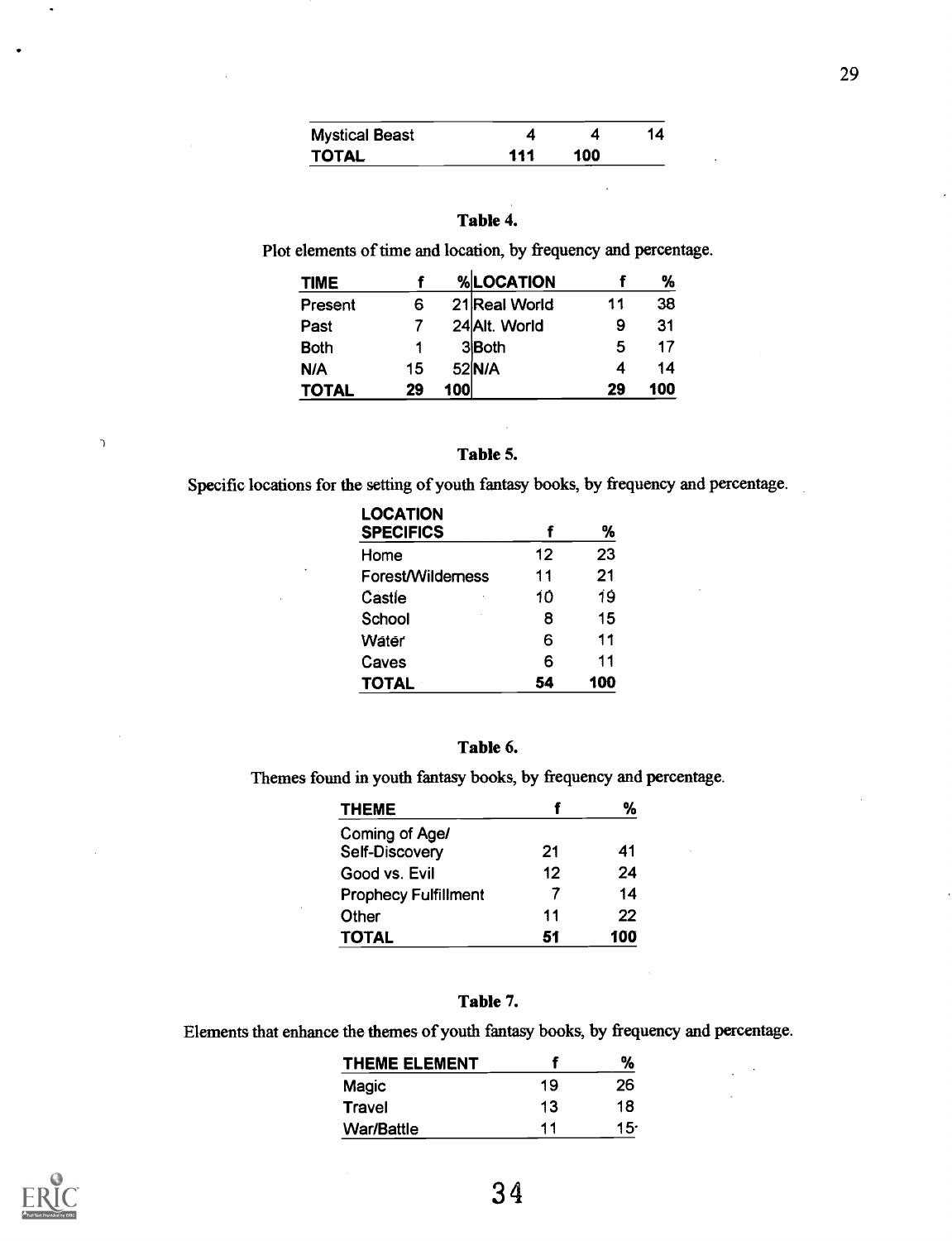| Mystical Beast | 4 | 4 | 14 |
|---|---|---|---|
| **TOTAL** | **111** | **100** | |

**Table 4.**

Plot elements of time and location, by frequency and percentage.

| TIME | f | % | LOCATION | f | % |
|---|---|---|---|---|---|
| Present | 6 | 21 | Real World | 11 | 38 |
| Past | 7 | 24 | Alt. World | 9 | 31 |
| Both | 1 | 3 | Both | 5 | 17 |
| N/A | 15 | 52 | N/A | 4 | 14 |
| **TOTAL** | **29** | **100** | | **29** | **100** |

**Table 5.**

Specific locations for the setting of youth fantasy books, by frequency and percentage.

| LOCATION SPECIFICS | f | % |
|---|---|---|
| Home | 12 | 23 |
| Forest/Wilderness | 11 | 21 |
| Castle | 10 | 19 |
| School | 8 | 15 |
| Water | 6 | 11 |
| Caves | 6 | 11 |
| **TOTAL** | **54** | **100** |

**Table 6.**

Themes found in youth fantasy books, by frequency and percentage.

| THEME | f | % |
|---|---|---|
| Coming of Age/ Self-Discovery | 21 | 41 |
| Good vs. Evil | 12 | 24 |
| Prophecy Fulfillment | 7 | 14 |
| Other | 11 | 22 |
| **TOTAL** | **51** | **100** |

**Table 7.**

Elements that enhance the themes of youth fantasy books, by frequency and percentage.

| THEME ELEMENT | f | % |
|---|---|---|
| Magic | 19 | 26 |
| Travel | 13 | 18 |
| War/Battle | 11 | 15 |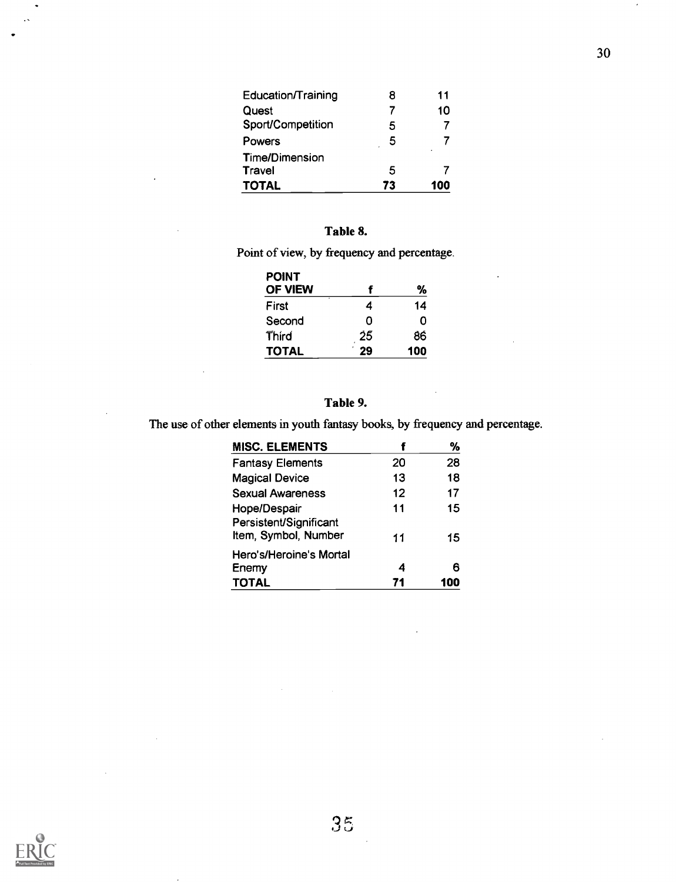| | | |
|---|---|---|
| Education/Training | 8 | 11 |
| Quest | 7 | 10 |
| Sport/Competition | 5 | 7 |
| Powers | 5 | 7 |
| Time/Dimension Travel | 5 | 7 |
| **TOTAL** | **73** | **100** |

**Table 8.**

Point of view, by frequency and percentage.

| POINT OF VIEW | f | % |
|---|---|---|
| First | 4 | 14 |
| Second | 0 | 0 |
| Third | 25 | 86 |
| **TOTAL** | **29** | **100** |

**Table 9.**

The use of other elements in youth fantasy books, by frequency and percentage.

| MISC. ELEMENTS | f | % |
|---|---|---|
| Fantasy Elements | 20 | 28 |
| Magical Device | 13 | 18 |
| Sexual Awareness | 12 | 17 |
| Hope/Despair | 11 | 15 |
| Persistent/Significant Item, Symbol, Number | 11 | 15 |
| Hero's/Heroine's Mortal Enemy | 4 | 6 |
| **TOTAL** | **71** | **100** |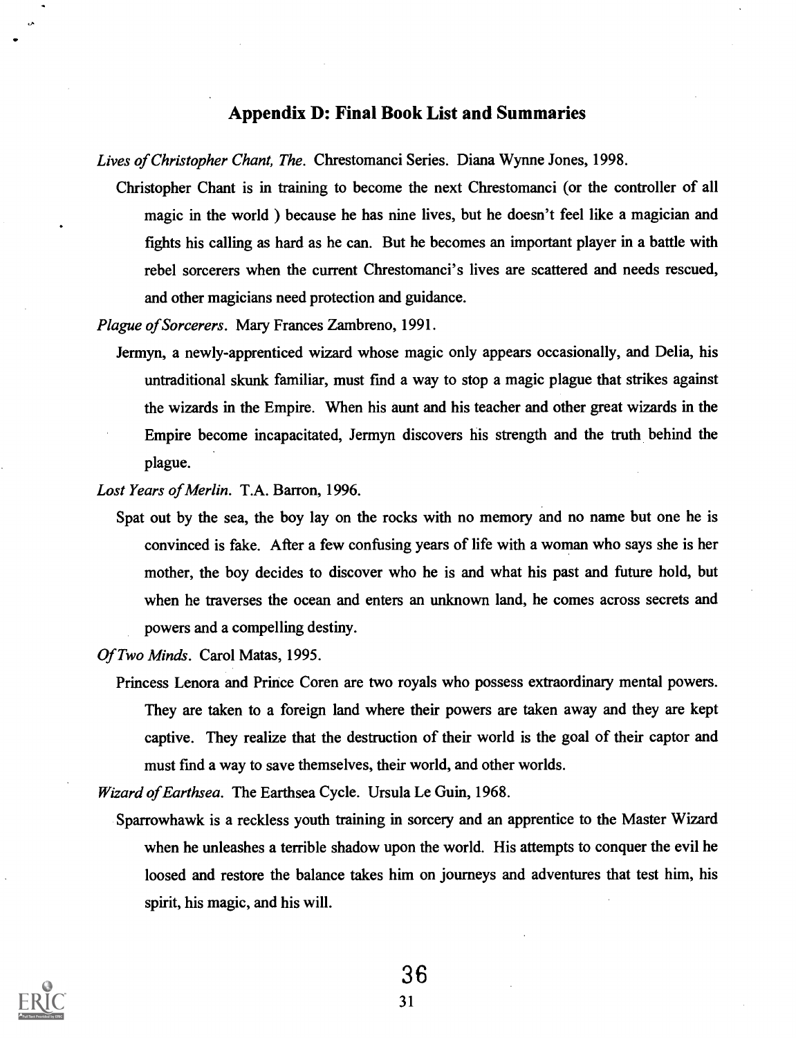## Appendix D: Final Book List and Summaries

*Lives of Christopher Chant, The.* Chrestomanci Series. Diana Wynne Jones, 1998.

Christopher Chant is in training to become the next Chrestomanci (or the controller of all magic in the world ) because he has nine lives, but he doesn't feel like a magician and fights his calling as hard as he can. But he becomes an important player in a battle with rebel sorcerers when the current Chrestomanci's lives are scattered and needs rescued, and other magicians need protection and guidance.

*Plague of Sorcerers.* Mary Frances Zambreno, 1991.

Jermyn, a newly-apprenticed wizard whose magic only appears occasionally, and Delia, his untraditional skunk familiar, must find a way to stop a magic plague that strikes against the wizards in the Empire. When his aunt and his teacher and other great wizards in the Empire become incapacitated, Jermyn discovers his strength and the truth behind the plague.

*Lost Years of Merlin.* T.A. Barron, 1996.

Spat out by the sea, the boy lay on the rocks with no memory and no name but one he is convinced is fake. After a few confusing years of life with a woman who says she is her mother, the boy decides to discover who he is and what his past and future hold, but when he traverses the ocean and enters an unknown land, he comes across secrets and powers and a compelling destiny.

*Of Two Minds.* Carol Matas, 1995.

Princess Lenora and Prince Coren are two royals who possess extraordinary mental powers. They are taken to a foreign land where their powers are taken away and they are kept captive. They realize that the destruction of their world is the goal of their captor and must find a way to save themselves, their world, and other worlds.

*Wizard of Earthsea.* The Earthsea Cycle. Ursula Le Guin, 1968.

Sparrowhawk is a reckless youth training in sorcery and an apprentice to the Master Wizard when he unleashes a terrible shadow upon the world. His attempts to conquer the evil he loosed and restore the balance takes him on journeys and adventures that test him, his spirit, his magic, and his will.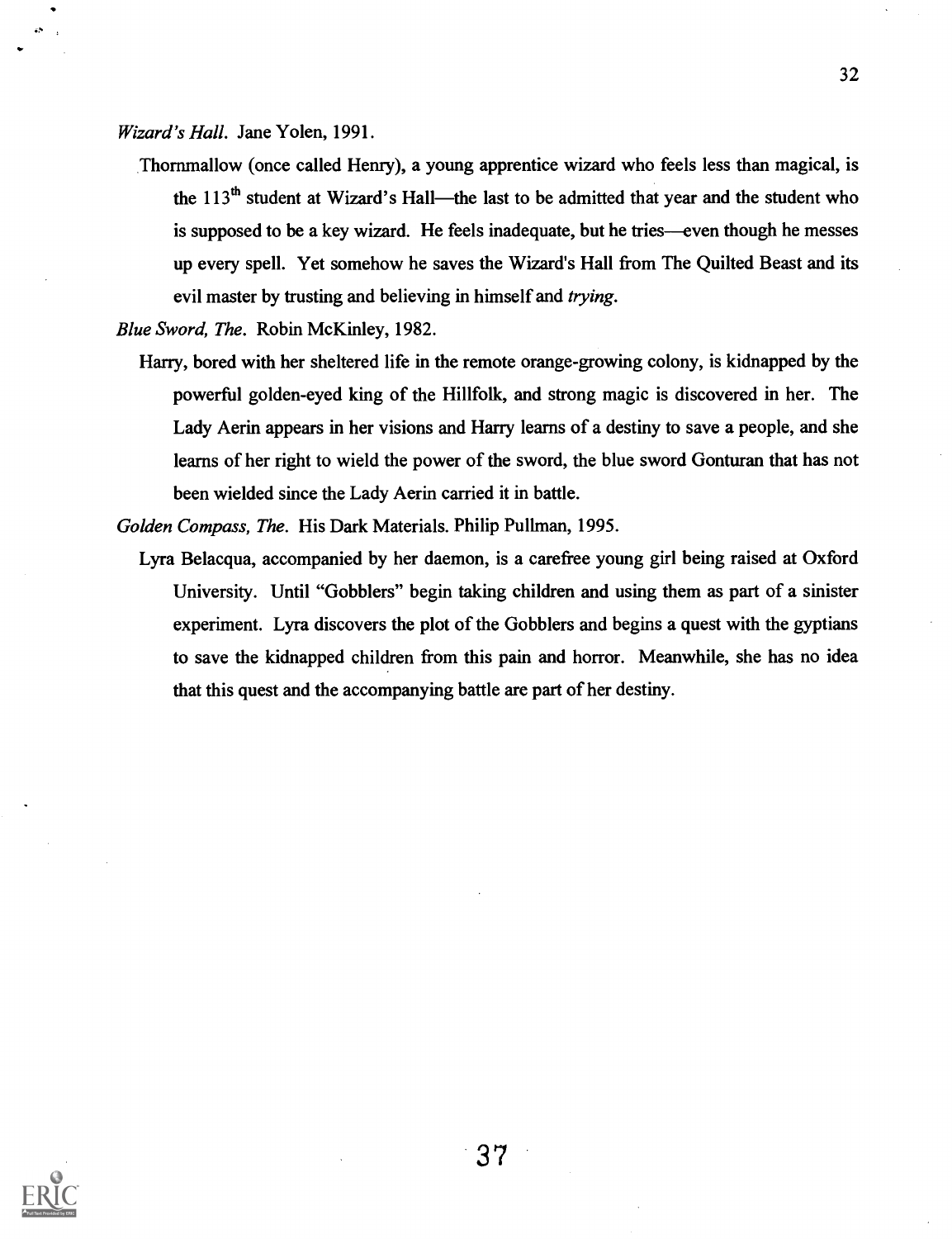*Wizard's Hall*. Jane Yolen, 1991.

Thornmallow (once called Henry), a young apprentice wizard who feels less than magical, is the 113th student at Wizard's Hall—the last to be admitted that year and the student who is supposed to be a key wizard. He feels inadequate, but he tries—even though he messes up every spell. Yet somehow he saves the Wizard's Hall from The Quilted Beast and its evil master by trusting and believing in himself and *trying*.

*Blue Sword, The*. Robin McKinley, 1982.

Harry, bored with her sheltered life in the remote orange-growing colony, is kidnapped by the powerful golden-eyed king of the Hillfolk, and strong magic is discovered in her. The Lady Aerin appears in her visions and Harry learns of a destiny to save a people, and she learns of her right to wield the power of the sword, the blue sword Gonturan that has not been wielded since the Lady Aerin carried it in battle.

*Golden Compass, The*. His Dark Materials. Philip Pullman, 1995.

Lyra Belacqua, accompanied by her daemon, is a carefree young girl being raised at Oxford University. Until "Gobblers" begin taking children and using them as part of a sinister experiment. Lyra discovers the plot of the Gobblers and begins a quest with the gyptians to save the kidnapped children from this pain and horror. Meanwhile, she has no idea that this quest and the accompanying battle are part of her destiny.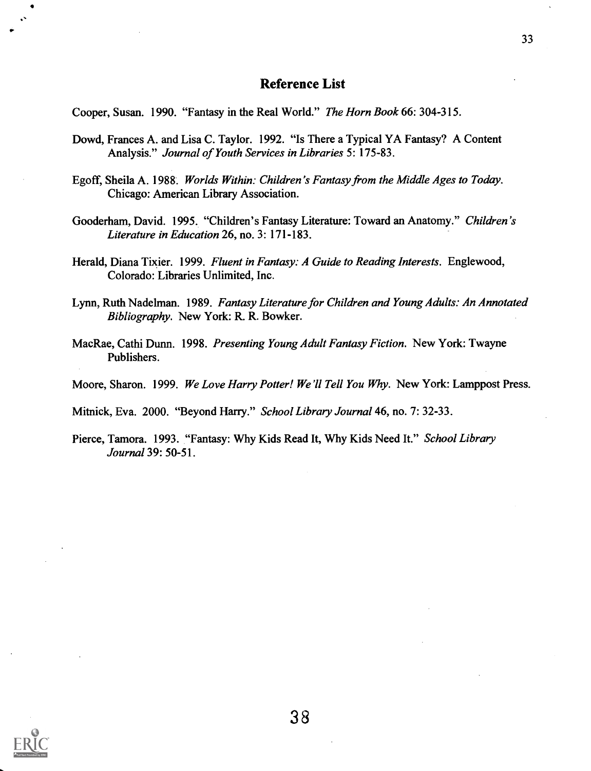## Reference List

Cooper, Susan. 1990. "Fantasy in the Real World." *The Horn Book* 66: 304-315.

Dowd, Frances A. and Lisa C. Taylor. 1992. "Is There a Typical YA Fantasy? A Content Analysis." *Journal of Youth Services in Libraries* 5: 175-83.

Egoff, Sheila A. 1988. *Worlds Within: Children's Fantasy from the Middle Ages to Today*. Chicago: American Library Association.

Gooderham, David. 1995. "Children's Fantasy Literature: Toward an Anatomy." *Children's Literature in Education* 26, no. 3: 171-183.

Herald, Diana Tixier. 1999. *Fluent in Fantasy: A Guide to Reading Interests*. Englewood, Colorado: Libraries Unlimited, Inc.

Lynn, Ruth Nadelman. 1989. *Fantasy Literature for Children and Young Adults: An Annotated Bibliography*. New York: R. R. Bowker.

MacRae, Cathi Dunn. 1998. *Presenting Young Adult Fantasy Fiction*. New York: Twayne Publishers.

Moore, Sharon. 1999. *We Love Harry Potter! We'll Tell You Why*. New York: Lamppost Press.

Mitnick, Eva. 2000. "Beyond Harry." *School Library Journal* 46, no. 7: 32-33.

Pierce, Tamora. 1993. "Fantasy: Why Kids Read It, Why Kids Need It." *School Library Journal* 39: 50-51.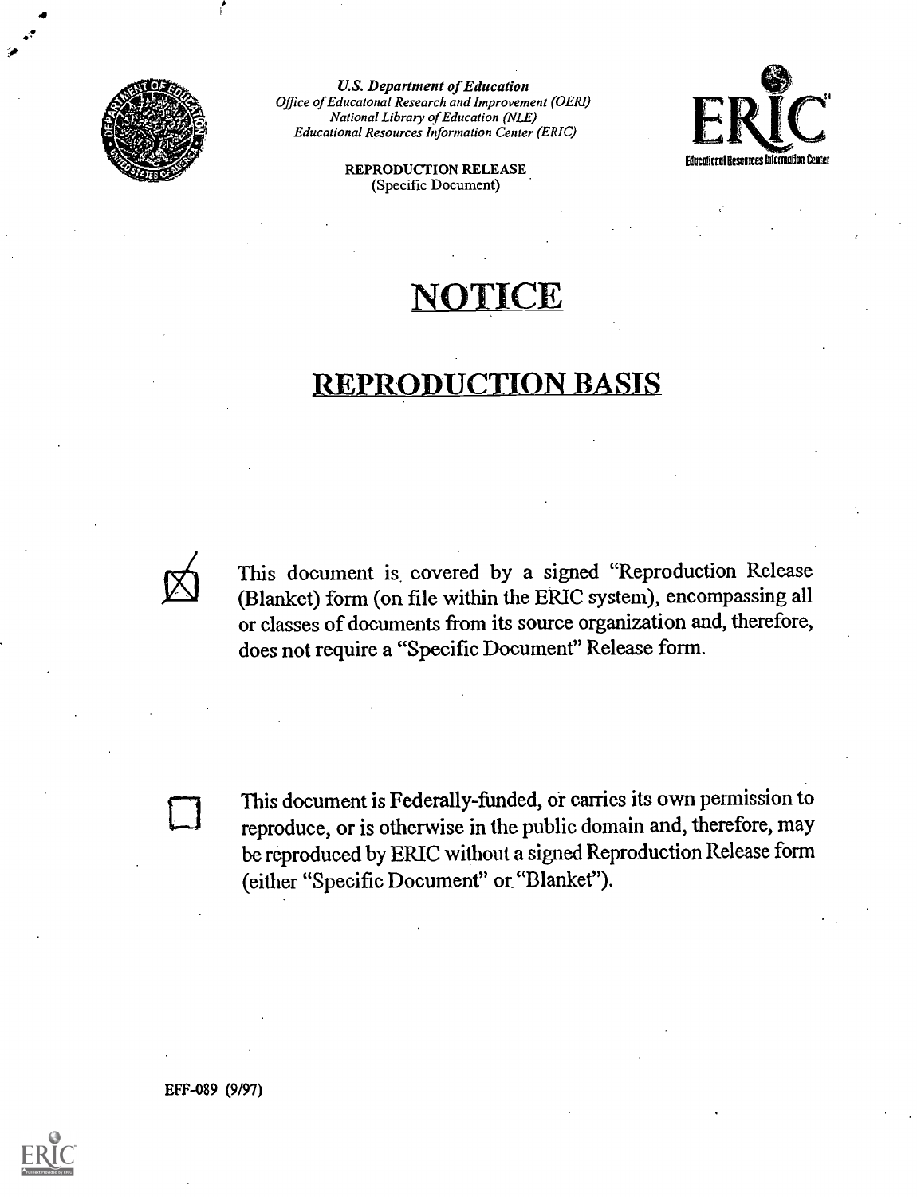*U.S. Department of Education*
*Office of Educatonal Research and Improvement (OERI)*
*National Library of Education (NLE)*
*Educational Resources Information Center (ERIC)*

REPRODUCTION RELEASE
(Specific Document)

# NOTICE

## REPRODUCTION BASIS

☒ This document is covered by a signed "Reproduction Release (Blanket) form (on file within the ERIC system), encompassing all or classes of documents from its source organization and, therefore, does not require a "Specific Document" Release form.

☐ This document is Federally-funded, or carries its own permission to reproduce, or is otherwise in the public domain and, therefore, may be reproduced by ERIC without a signed Reproduction Release form (either "Specific Document" or "Blanket").

EFF-089 (9/97)